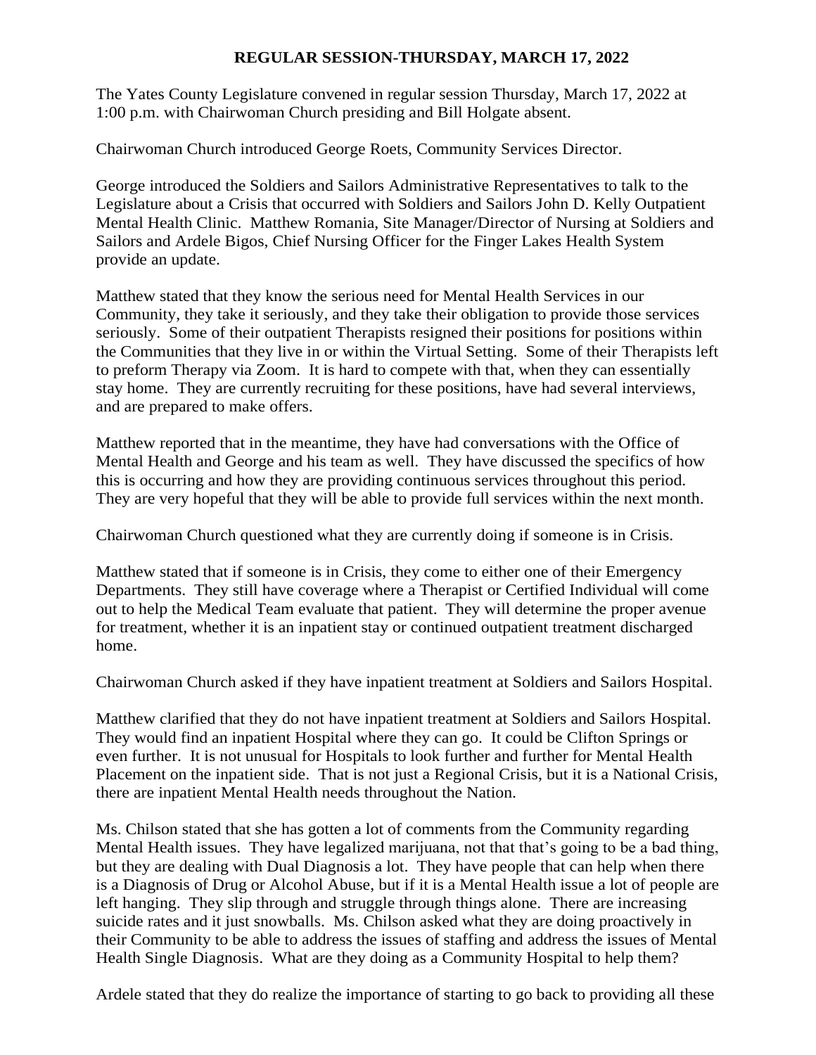# REGULAR SESSION-THURSDAY, MARCH 17, 2022

The Yates County Legislature convened in regular session Thursday, March 17, 2022 at 1:00 p.m. with Chairwoman Church presiding and Bill Holgate absent.

Chairwoman Church introduced George Roets, Community Services Director.

George introduced the Soldiers and Sailors Administrative Representatives to talk to the Legislature about a Crisis that occurred with Soldiers and Sailors John D. Kelly Outpatient Mental Health Clinic. Matthew Romania, Site Manager/Director of Nursing at Soldiers and Sailors and Ardele Bigos, Chief Nursing Officer for the Finger Lakes Health System provide an update.

Matthew stated that they know the serious need for Mental Health Services in our Community, they take it seriously, and they take their obligation to provide those services seriously. Some of their outpatient Therapists resigned their positions for positions within the Communities that they live in or within the Virtual Setting. Some of their Therapists left to preform Therapy via Zoom. It is hard to compete with that, when they can essentially stay home. They are currently recruiting for these positions, have had several interviews, and are prepared to make offers.

Matthew reported that in the meantime, they have had conversations with the Office of Mental Health and George and his team as well. They have discussed the specifics of how this is occurring and how they are providing continuous services throughout this period. They are very hopeful that they will be able to provide full services within the next month.

Chairwoman Church questioned what they are currently doing if someone is in Crisis.

Matthew stated that if someone is in Crisis, they come to either one of their Emergency Departments. They still have coverage where a Therapist or Certified Individual will come out to help the Medical Team evaluate that patient. They will determine the proper avenue for treatment, whether it is an inpatient stay or continued outpatient treatment discharged home.

Chairwoman Church asked if they have inpatient treatment at Soldiers and Sailors Hospital.

Matthew clarified that they do not have inpatient treatment at Soldiers and Sailors Hospital. They would find an inpatient Hospital where they can go. It could be Clifton Springs or even further. It is not unusual for Hospitals to look further and further for Mental Health Placement on the inpatient side. That is not just a Regional Crisis, but it is a National Crisis, there are inpatient Mental Health needs throughout the Nation.

Ms. Chilson stated that she has gotten a lot of comments from the Community regarding Mental Health issues. They have legalized marijuana, not that that's going to be a bad thing, but they are dealing with Dual Diagnosis a lot. They have people that can help when there is a Diagnosis of Drug or Alcohol Abuse, but if it is a Mental Health issue a lot of people are left hanging. They slip through and struggle through things alone. There are increasing suicide rates and it just snowballs. Ms. Chilson asked what they are doing proactively in their Community to be able to address the issues of staffing and address the issues of Mental Health Single Diagnosis. What are they doing as a Community Hospital to help them?

Ardele stated that they do realize the importance of starting to go back to providing all these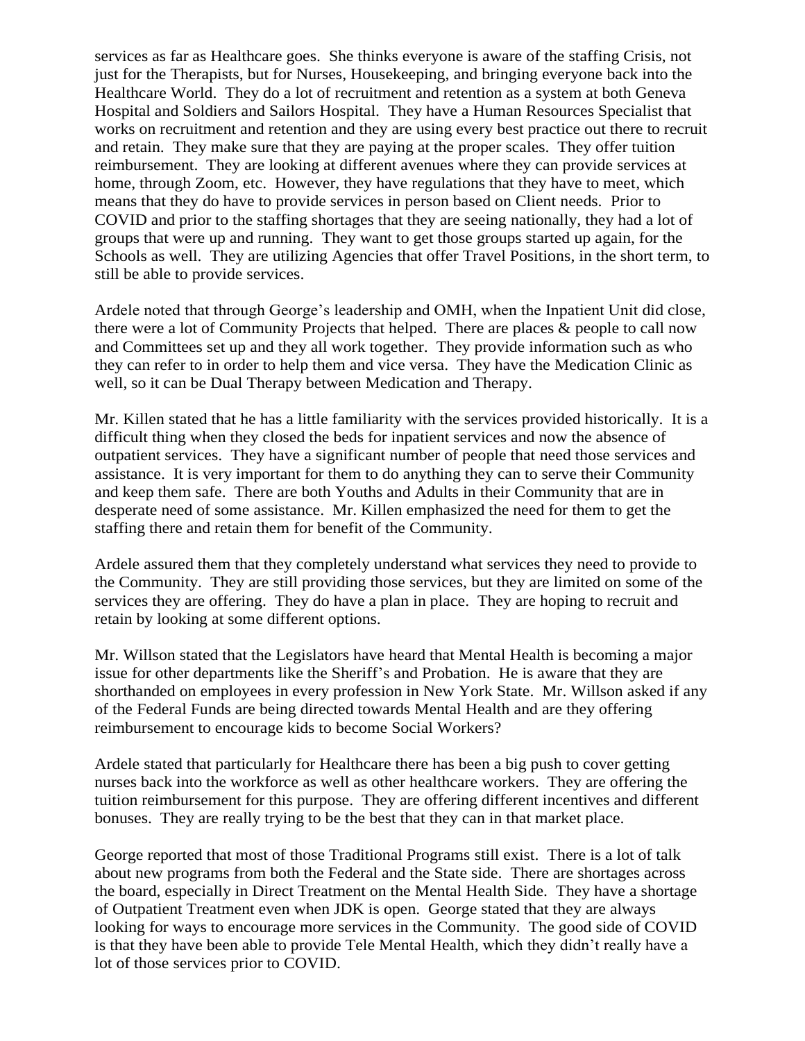services as far as Healthcare goes. She thinks everyone is aware of the staffing Crisis, not just for the Therapists, but for Nurses, Housekeeping, and bringing everyone back into the Healthcare World. They do a lot of recruitment and retention as a system at both Geneva Hospital and Soldiers and Sailors Hospital. They have a Human Resources Specialist that works on recruitment and retention and they are using every best practice out there to recruit and retain. They make sure that they are paying at the proper scales. They offer tuition reimbursement. They are looking at different avenues where they can provide services at home, through Zoom, etc. However, they have regulations that they have to meet, which means that they do have to provide services in person based on Client needs. Prior to COVID and prior to the staffing shortages that they are seeing nationally, they had a lot of groups that were up and running. They want to get those groups started up again, for the Schools as well. They are utilizing Agencies that offer Travel Positions, in the short term, to still be able to provide services.

Ardele noted that through George's leadership and OMH, when the Inpatient Unit did close, there were a lot of Community Projects that helped. There are places & people to call now and Committees set up and they all work together. They provide information such as who they can refer to in order to help them and vice versa. They have the Medication Clinic as well, so it can be Dual Therapy between Medication and Therapy.

Mr. Killen stated that he has a little familiarity with the services provided historically. It is a difficult thing when they closed the beds for inpatient services and now the absence of outpatient services. They have a significant number of people that need those services and assistance. It is very important for them to do anything they can to serve their Community and keep them safe. There are both Youths and Adults in their Community that are in desperate need of some assistance. Mr. Killen emphasized the need for them to get the staffing there and retain them for benefit of the Community.

Ardele assured them that they completely understand what services they need to provide to the Community. They are still providing those services, but they are limited on some of the services they are offering. They do have a plan in place. They are hoping to recruit and retain by looking at some different options.

Mr. Willson stated that the Legislators have heard that Mental Health is becoming a major issue for other departments like the Sheriff's and Probation. He is aware that they are shorthanded on employees in every profession in New York State. Mr. Willson asked if any of the Federal Funds are being directed towards Mental Health and are they offering reimbursement to encourage kids to become Social Workers?

Ardele stated that particularly for Healthcare there has been a big push to cover getting nurses back into the workforce as well as other healthcare workers. They are offering the tuition reimbursement for this purpose. They are offering different incentives and different bonuses. They are really trying to be the best that they can in that market place.

George reported that most of those Traditional Programs still exist. There is a lot of talk about new programs from both the Federal and the State side. There are shortages across the board, especially in Direct Treatment on the Mental Health Side. They have a shortage of Outpatient Treatment even when JDK is open. George stated that they are always looking for ways to encourage more services in the Community. The good side of COVID is that they have been able to provide Tele Mental Health, which they didn't really have a lot of those services prior to COVID.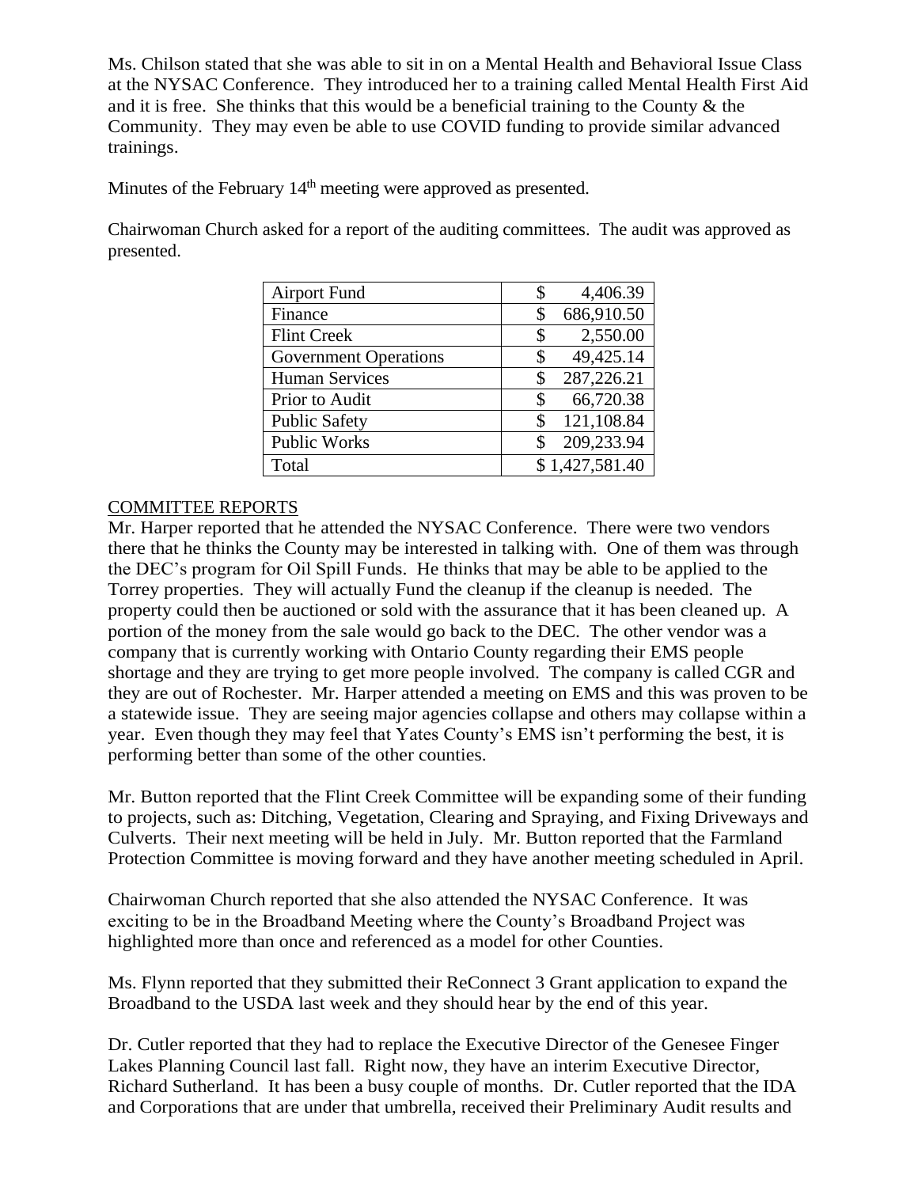Ms. Chilson stated that she was able to sit in on a Mental Health and Behavioral Issue Class at the NYSAC Conference. They introduced her to a training called Mental Health First Aid and it is free. She thinks that this would be a beneficial training to the County & the Community. They may even be able to use COVID funding to provide similar advanced trainings.

Minutes of the February 14th meeting were approved as presented.

Chairwoman Church asked for a report of the auditing committees. The audit was approved as presented.

| | |
|---|---|
| Airport Fund | $ 4,406.39 |
| Finance | $ 686,910.50 |
| Flint Creek | $ 2,550.00 |
| Government Operations | $ 49,425.14 |
| Human Services | $ 287,226.21 |
| Prior to Audit | $ 66,720.38 |
| Public Safety | $ 121,108.84 |
| Public Works | $ 209,233.94 |
| Total | $ 1,427,581.40 |

COMMITTEE REPORTS

Mr. Harper reported that he attended the NYSAC Conference. There were two vendors there that he thinks the County may be interested in talking with. One of them was through the DEC's program for Oil Spill Funds. He thinks that may be able to be applied to the Torrey properties. They will actually Fund the cleanup if the cleanup is needed. The property could then be auctioned or sold with the assurance that it has been cleaned up. A portion of the money from the sale would go back to the DEC. The other vendor was a company that is currently working with Ontario County regarding their EMS people shortage and they are trying to get more people involved. The company is called CGR and they are out of Rochester. Mr. Harper attended a meeting on EMS and this was proven to be a statewide issue. They are seeing major agencies collapse and others may collapse within a year. Even though they may feel that Yates County's EMS isn't performing the best, it is performing better than some of the other counties.

Mr. Button reported that the Flint Creek Committee will be expanding some of their funding to projects, such as: Ditching, Vegetation, Clearing and Spraying, and Fixing Driveways and Culverts. Their next meeting will be held in July. Mr. Button reported that the Farmland Protection Committee is moving forward and they have another meeting scheduled in April.

Chairwoman Church reported that she also attended the NYSAC Conference. It was exciting to be in the Broadband Meeting where the County's Broadband Project was highlighted more than once and referenced as a model for other Counties.

Ms. Flynn reported that they submitted their ReConnect 3 Grant application to expand the Broadband to the USDA last week and they should hear by the end of this year.

Dr. Cutler reported that they had to replace the Executive Director of the Genesee Finger Lakes Planning Council last fall. Right now, they have an interim Executive Director, Richard Sutherland. It has been a busy couple of months. Dr. Cutler reported that the IDA and Corporations that are under that umbrella, received their Preliminary Audit results and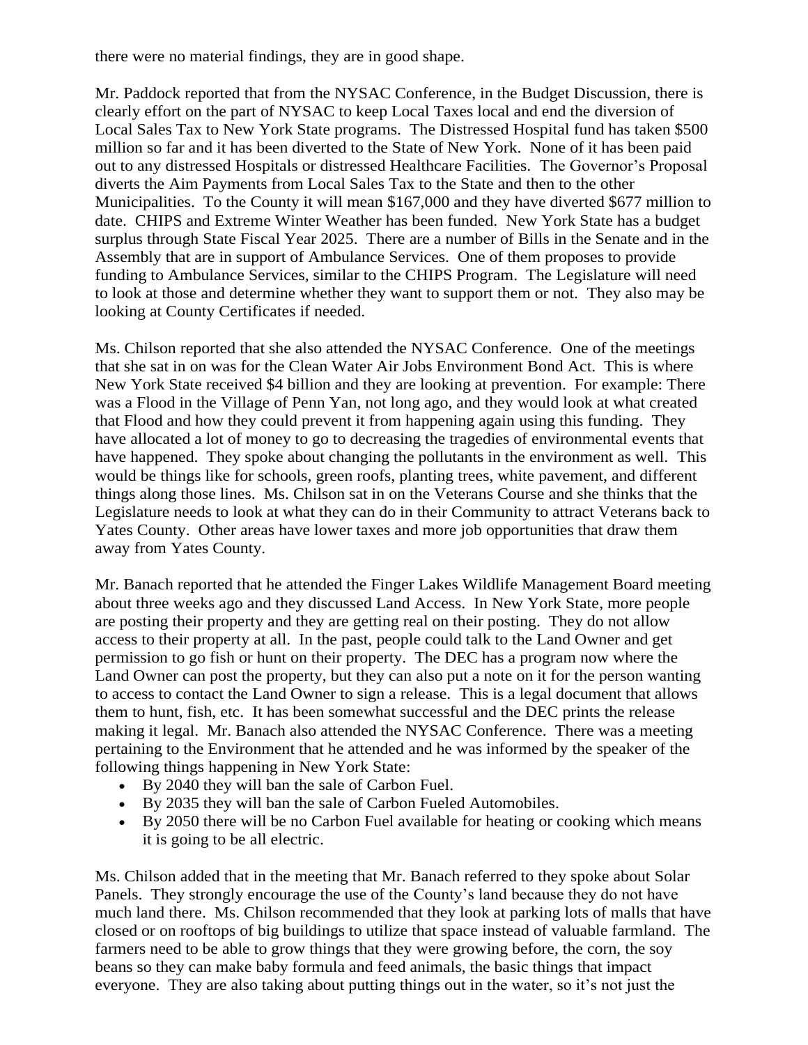there were no material findings, they are in good shape.

Mr. Paddock reported that from the NYSAC Conference, in the Budget Discussion, there is clearly effort on the part of NYSAC to keep Local Taxes local and end the diversion of Local Sales Tax to New York State programs. The Distressed Hospital fund has taken $500 million so far and it has been diverted to the State of New York. None of it has been paid out to any distressed Hospitals or distressed Healthcare Facilities. The Governor's Proposal diverts the Aim Payments from Local Sales Tax to the State and then to the other Municipalities. To the County it will mean $167,000 and they have diverted $677 million to date. CHIPS and Extreme Winter Weather has been funded. New York State has a budget surplus through State Fiscal Year 2025. There are a number of Bills in the Senate and in the Assembly that are in support of Ambulance Services. One of them proposes to provide funding to Ambulance Services, similar to the CHIPS Program. The Legislature will need to look at those and determine whether they want to support them or not. They also may be looking at County Certificates if needed.

Ms. Chilson reported that she also attended the NYSAC Conference. One of the meetings that she sat in on was for the Clean Water Air Jobs Environment Bond Act. This is where New York State received $4 billion and they are looking at prevention. For example: There was a Flood in the Village of Penn Yan, not long ago, and they would look at what created that Flood and how they could prevent it from happening again using this funding. They have allocated a lot of money to go to decreasing the tragedies of environmental events that have happened. They spoke about changing the pollutants in the environment as well. This would be things like for schools, green roofs, planting trees, white pavement, and different things along those lines. Ms. Chilson sat in on the Veterans Course and she thinks that the Legislature needs to look at what they can do in their Community to attract Veterans back to Yates County. Other areas have lower taxes and more job opportunities that draw them away from Yates County.

Mr. Banach reported that he attended the Finger Lakes Wildlife Management Board meeting about three weeks ago and they discussed Land Access. In New York State, more people are posting their property and they are getting real on their posting. They do not allow access to their property at all. In the past, people could talk to the Land Owner and get permission to go fish or hunt on their property. The DEC has a program now where the Land Owner can post the property, but they can also put a note on it for the person wanting to access to contact the Land Owner to sign a release. This is a legal document that allows them to hunt, fish, etc. It has been somewhat successful and the DEC prints the release making it legal. Mr. Banach also attended the NYSAC Conference. There was a meeting pertaining to the Environment that he attended and he was informed by the speaker of the following things happening in New York State:

- By 2040 they will ban the sale of Carbon Fuel.
- By 2035 they will ban the sale of Carbon Fueled Automobiles.
- By 2050 there will be no Carbon Fuel available for heating or cooking which means it is going to be all electric.

Ms. Chilson added that in the meeting that Mr. Banach referred to they spoke about Solar Panels. They strongly encourage the use of the County's land because they do not have much land there. Ms. Chilson recommended that they look at parking lots of malls that have closed or on rooftops of big buildings to utilize that space instead of valuable farmland. The farmers need to be able to grow things that they were growing before, the corn, the soy beans so they can make baby formula and feed animals, the basic things that impact everyone. They are also taking about putting things out in the water, so it's not just the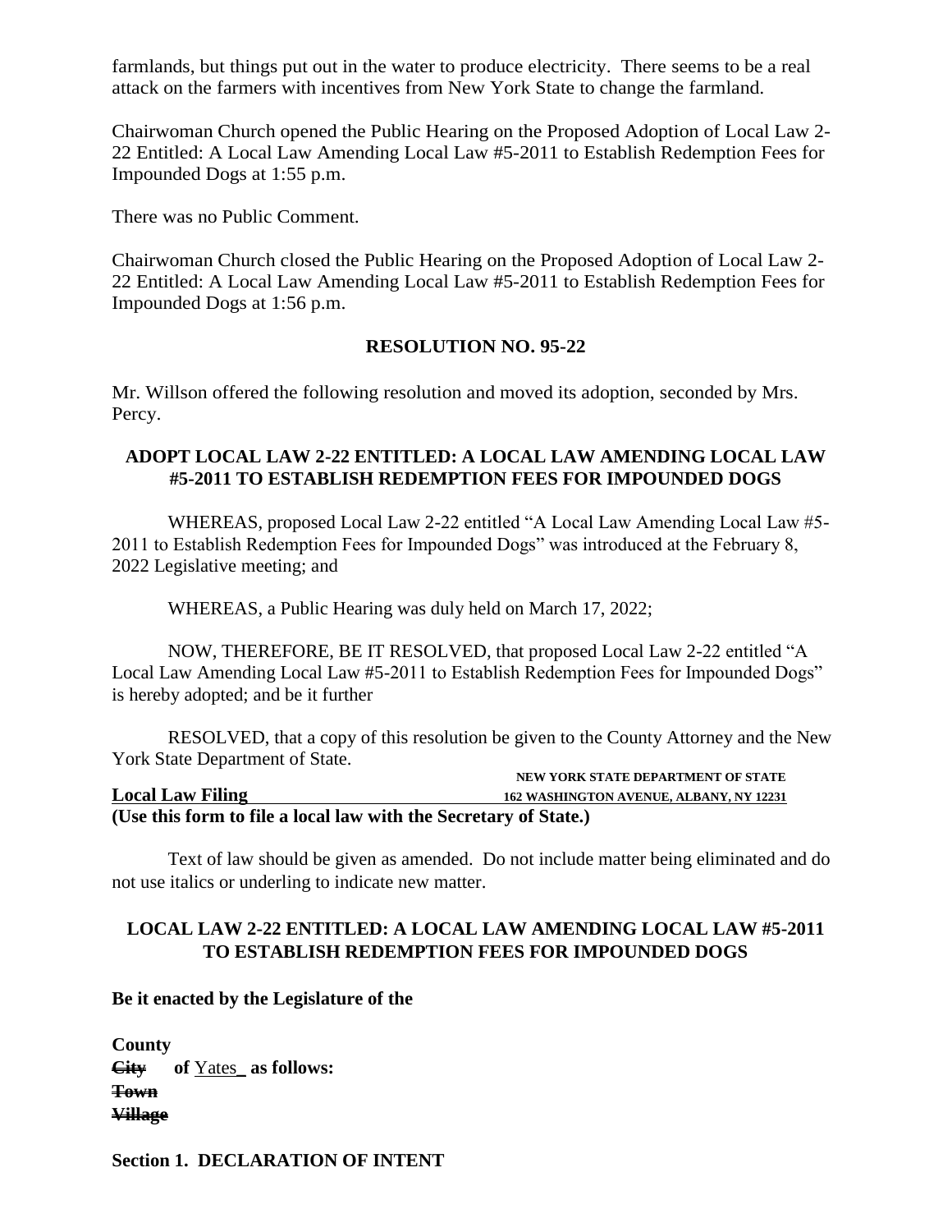farmlands, but things put out in the water to produce electricity. There seems to be a real attack on the farmers with incentives from New York State to change the farmland.

Chairwoman Church opened the Public Hearing on the Proposed Adoption of Local Law 2-22 Entitled: A Local Law Amending Local Law #5-2011 to Establish Redemption Fees for Impounded Dogs at 1:55 p.m.

There was no Public Comment.

Chairwoman Church closed the Public Hearing on the Proposed Adoption of Local Law 2-22 Entitled: A Local Law Amending Local Law #5-2011 to Establish Redemption Fees for Impounded Dogs at 1:56 p.m.

## RESOLUTION NO. 95-22

Mr. Willson offered the following resolution and moved its adoption, seconded by Mrs. Percy.

### ADOPT LOCAL LAW 2-22 ENTITLED: A LOCAL LAW AMENDING LOCAL LAW #5-2011 TO ESTABLISH REDEMPTION FEES FOR IMPOUNDED DOGS

WHEREAS, proposed Local Law 2-22 entitled "A Local Law Amending Local Law #5-2011 to Establish Redemption Fees for Impounded Dogs" was introduced at the February 8, 2022 Legislative meeting; and

WHEREAS, a Public Hearing was duly held on March 17, 2022;

NOW, THEREFORE, BE IT RESOLVED, that proposed Local Law 2-22 entitled "A Local Law Amending Local Law #5-2011 to Establish Redemption Fees for Impounded Dogs" is hereby adopted; and be it further

RESOLVED, that a copy of this resolution be given to the County Attorney and the New York State Department of State.

**Local Law Filing** NEW YORK STATE DEPARTMENT OF STATE 162 WASHINGTON AVENUE, ALBANY, NY 12231

**(Use this form to file a local law with the Secretary of State.)**

Text of law should be given as amended. Do not include matter being eliminated and do not use italics or underling to indicate new matter.

### LOCAL LAW 2-22 ENTITLED: A LOCAL LAW AMENDING LOCAL LAW #5-2011 TO ESTABLISH REDEMPTION FEES FOR IMPOUNDED DOGS

**Be it enacted by the Legislature of the**

**County**
~~**City**~~ **of** Yates **as follows:**
~~**Town**~~
~~**Village**~~

**Section 1. DECLARATION OF INTENT**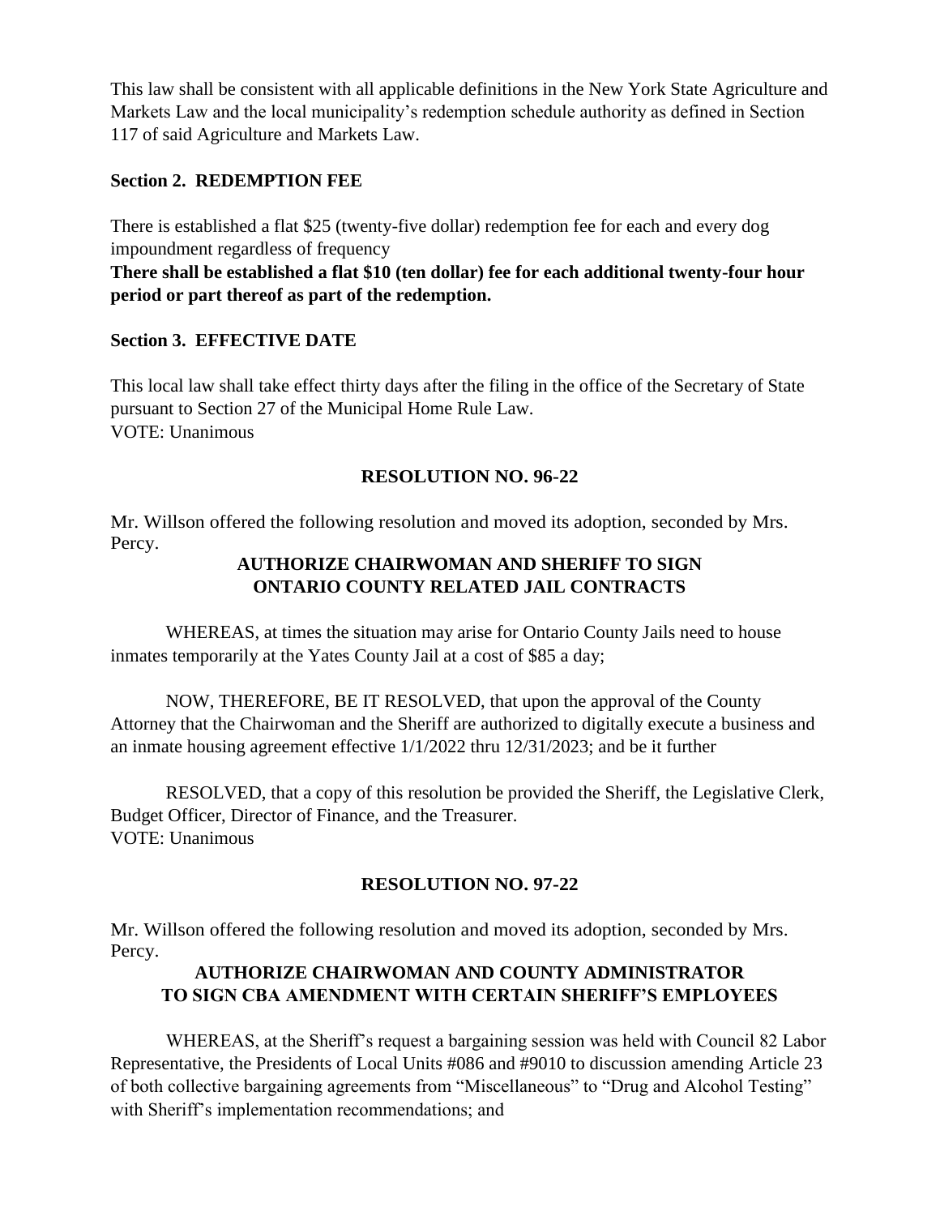This law shall be consistent with all applicable definitions in the New York State Agriculture and Markets Law and the local municipality's redemption schedule authority as defined in Section 117 of said Agriculture and Markets Law.

**Section 2. REDEMPTION FEE**

There is established a flat $25 (twenty-five dollar) redemption fee for each and every dog impoundment regardless of frequency

**There shall be established a flat $10 (ten dollar) fee for each additional twenty-four hour period or part thereof as part of the redemption.**

**Section 3. EFFECTIVE DATE**

This local law shall take effect thirty days after the filing in the office of the Secretary of State pursuant to Section 27 of the Municipal Home Rule Law.
VOTE: Unanimous

## RESOLUTION NO. 96-22

Mr. Willson offered the following resolution and moved its adoption, seconded by Mrs. Percy.

### AUTHORIZE CHAIRWOMAN AND SHERIFF TO SIGN ONTARIO COUNTY RELATED JAIL CONTRACTS

WHEREAS, at times the situation may arise for Ontario County Jails need to house inmates temporarily at the Yates County Jail at a cost of $85 a day;

NOW, THEREFORE, BE IT RESOLVED, that upon the approval of the County Attorney that the Chairwoman and the Sheriff are authorized to digitally execute a business and an inmate housing agreement effective 1/1/2022 thru 12/31/2023; and be it further

RESOLVED, that a copy of this resolution be provided the Sheriff, the Legislative Clerk, Budget Officer, Director of Finance, and the Treasurer.
VOTE: Unanimous

## RESOLUTION NO. 97-22

Mr. Willson offered the following resolution and moved its adoption, seconded by Mrs. Percy.

### AUTHORIZE CHAIRWOMAN AND COUNTY ADMINISTRATOR TO SIGN CBA AMENDMENT WITH CERTAIN SHERIFF'S EMPLOYEES

WHEREAS, at the Sheriff's request a bargaining session was held with Council 82 Labor Representative, the Presidents of Local Units #086 and #9010 to discussion amending Article 23 of both collective bargaining agreements from "Miscellaneous" to "Drug and Alcohol Testing" with Sheriff's implementation recommendations; and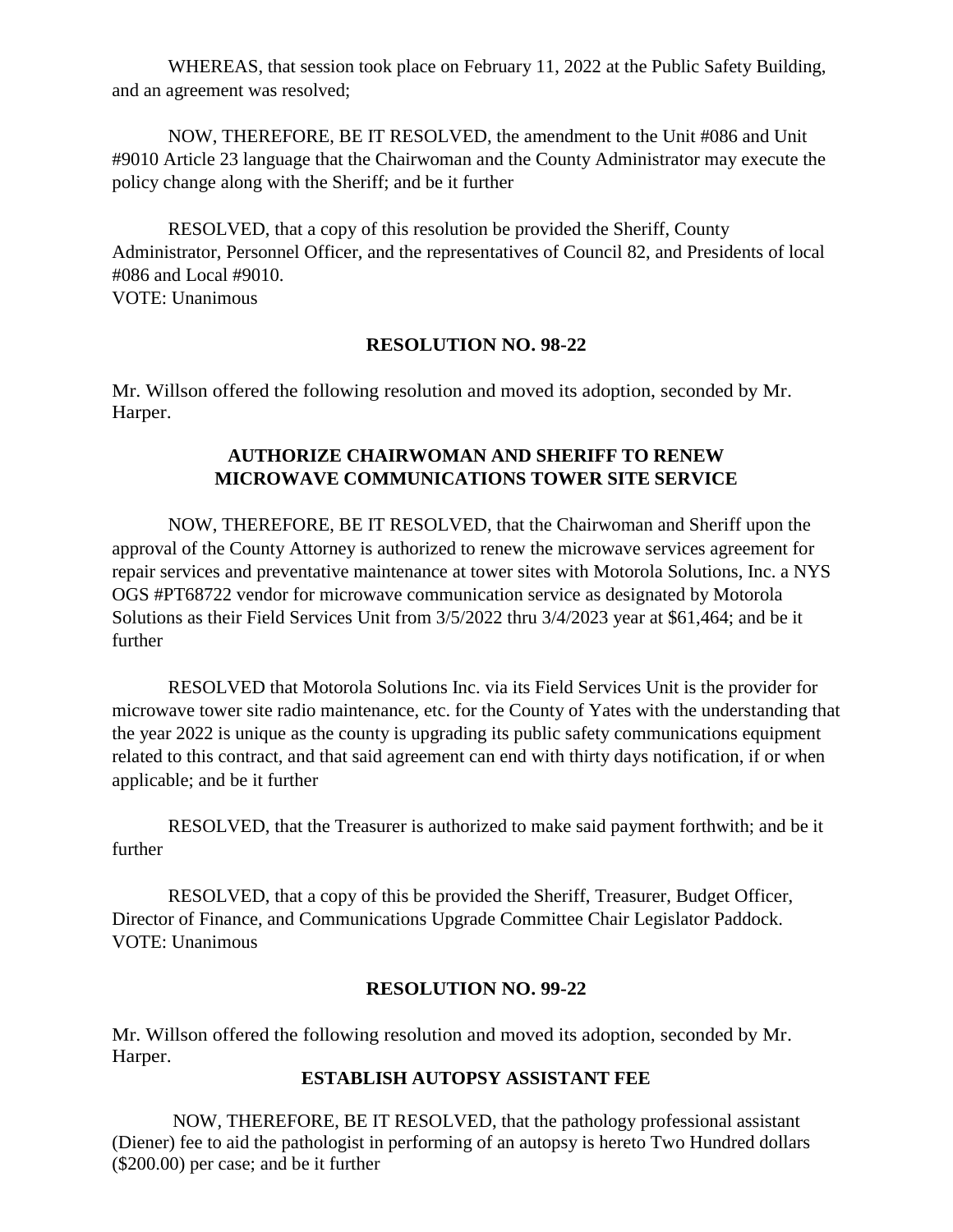WHEREAS, that session took place on February 11, 2022 at the Public Safety Building, and an agreement was resolved;

NOW, THEREFORE, BE IT RESOLVED, the amendment to the Unit #086 and Unit #9010 Article 23 language that the Chairwoman and the County Administrator may execute the policy change along with the Sheriff; and be it further

RESOLVED, that a copy of this resolution be provided the Sheriff, County Administrator, Personnel Officer, and the representatives of Council 82, and Presidents of local #086 and Local #9010.
VOTE: Unanimous

**RESOLUTION NO. 98-22**

Mr. Willson offered the following resolution and moved its adoption, seconded by Mr. Harper.

**AUTHORIZE CHAIRWOMAN AND SHERIFF TO RENEW MICROWAVE COMMUNICATIONS TOWER SITE SERVICE**

NOW, THEREFORE, BE IT RESOLVED, that the Chairwoman and Sheriff upon the approval of the County Attorney is authorized to renew the microwave services agreement for repair services and preventative maintenance at tower sites with Motorola Solutions, Inc. a NYS OGS #PT68722 vendor for microwave communication service as designated by Motorola Solutions as their Field Services Unit from 3/5/2022 thru 3/4/2023 year at $61,464; and be it further

RESOLVED that Motorola Solutions Inc. via its Field Services Unit is the provider for microwave tower site radio maintenance, etc. for the County of Yates with the understanding that the year 2022 is unique as the county is upgrading its public safety communications equipment related to this contract, and that said agreement can end with thirty days notification, if or when applicable; and be it further

RESOLVED, that the Treasurer is authorized to make said payment forthwith; and be it further

RESOLVED, that a copy of this be provided the Sheriff, Treasurer, Budget Officer, Director of Finance, and Communications Upgrade Committee Chair Legislator Paddock.
VOTE: Unanimous

**RESOLUTION NO. 99-22**

Mr. Willson offered the following resolution and moved its adoption, seconded by Mr. Harper.

**ESTABLISH AUTOPSY ASSISTANT FEE**

NOW, THEREFORE, BE IT RESOLVED, that the pathology professional assistant (Diener) fee to aid the pathologist in performing of an autopsy is hereto Two Hundred dollars ($200.00) per case; and be it further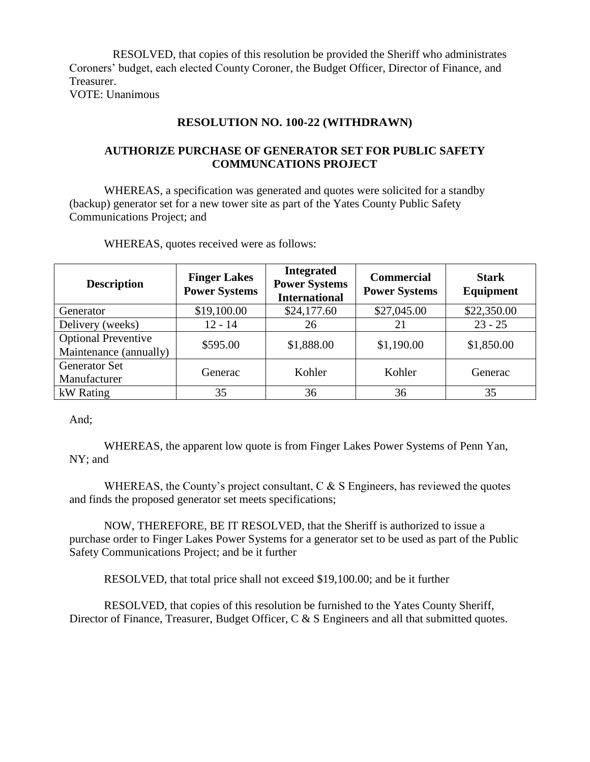RESOLVED, that copies of this resolution be provided the Sheriff who administrates Coroners' budget, each elected County Coroner, the Budget Officer, Director of Finance, and Treasurer.
VOTE: Unanimous

## RESOLUTION NO. 100-22 (WITHDRAWN)

## AUTHORIZE PURCHASE OF GENERATOR SET FOR PUBLIC SAFETY COMMUNCATIONS PROJECT

WHEREAS, a specification was generated and quotes were solicited for a standby (backup) generator set for a new tower site as part of the Yates County Public Safety Communications Project; and

WHEREAS, quotes received were as follows:

| Description | Finger Lakes Power Systems | Integrated Power Systems International | Commercial Power Systems | Stark Equipment |
|---|---|---|---|---|
| Generator | $19,100.00 | $24,177.60 | $27,045.00 | $22,350.00 |
| Delivery (weeks) | 12 - 14 | 26 | 21 | 23 - 25 |
| Optional Preventive Maintenance (annually) | $595.00 | $1,888.00 | $1,190.00 | $1,850.00 |
| Generator Set Manufacturer | Generac | Kohler | Kohler | Generac |
| kW Rating | 35 | 36 | 36 | 35 |

And;

WHEREAS, the apparent low quote is from Finger Lakes Power Systems of Penn Yan, NY; and

WHEREAS, the County's project consultant, C & S Engineers, has reviewed the quotes and finds the proposed generator set meets specifications;

NOW, THEREFORE, BE IT RESOLVED, that the Sheriff is authorized to issue a purchase order to Finger Lakes Power Systems for a generator set to be used as part of the Public Safety Communications Project; and be it further

RESOLVED, that total price shall not exceed $19,100.00; and be it further

RESOLVED, that copies of this resolution be furnished to the Yates County Sheriff, Director of Finance, Treasurer, Budget Officer, C & S Engineers and all that submitted quotes.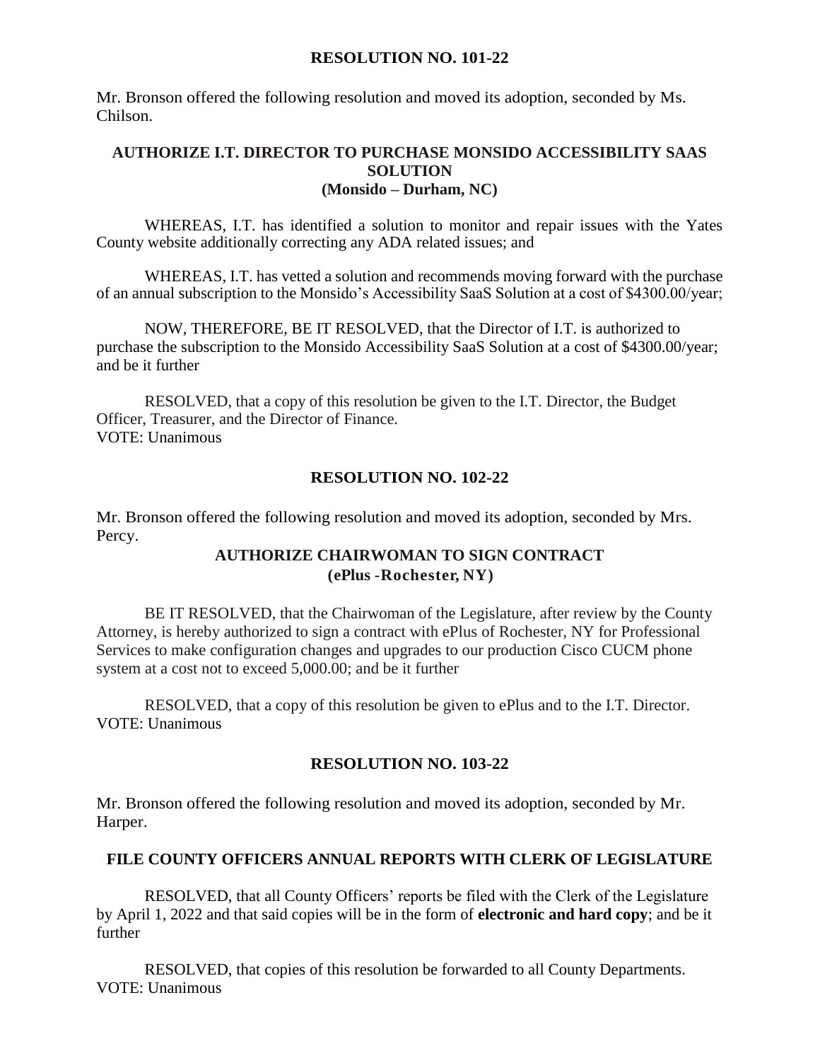## RESOLUTION NO. 101-22

Mr. Bronson offered the following resolution and moved its adoption, seconded by Ms. Chilson.

### AUTHORIZE I.T. DIRECTOR TO PURCHASE MONSIDO ACCESSIBILITY SAAS SOLUTION
### (Monsido – Durham, NC)

WHEREAS, I.T. has identified a solution to monitor and repair issues with the Yates County website additionally correcting any ADA related issues; and

WHEREAS, I.T. has vetted a solution and recommends moving forward with the purchase of an annual subscription to the Monsido's Accessibility SaaS Solution at a cost of $4300.00/year;

NOW, THEREFORE, BE IT RESOLVED, that the Director of I.T. is authorized to purchase the subscription to the Monsido Accessibility SaaS Solution at a cost of $4300.00/year; and be it further

RESOLVED, that a copy of this resolution be given to the I.T. Director, the Budget Officer, Treasurer, and the Director of Finance.
VOTE: Unanimous

## RESOLUTION NO. 102-22

Mr. Bronson offered the following resolution and moved its adoption, seconded by Mrs. Percy.

### AUTHORIZE CHAIRWOMAN TO SIGN CONTRACT
### (ePlus -Rochester, NY)

BE IT RESOLVED, that the Chairwoman of the Legislature, after review by the County Attorney, is hereby authorized to sign a contract with ePlus of Rochester, NY for Professional Services to make configuration changes and upgrades to our production Cisco CUCM phone system at a cost not to exceed 5,000.00; and be it further

RESOLVED, that a copy of this resolution be given to ePlus and to the I.T. Director.
VOTE: Unanimous

## RESOLUTION NO. 103-22

Mr. Bronson offered the following resolution and moved its adoption, seconded by Mr. Harper.

### FILE COUNTY OFFICERS ANNUAL REPORTS WITH CLERK OF LEGISLATURE

RESOLVED, that all County Officers' reports be filed with the Clerk of the Legislature by April 1, 2022 and that said copies will be in the form of **electronic and hard copy**; and be it further

RESOLVED, that copies of this resolution be forwarded to all County Departments.
VOTE: Unanimous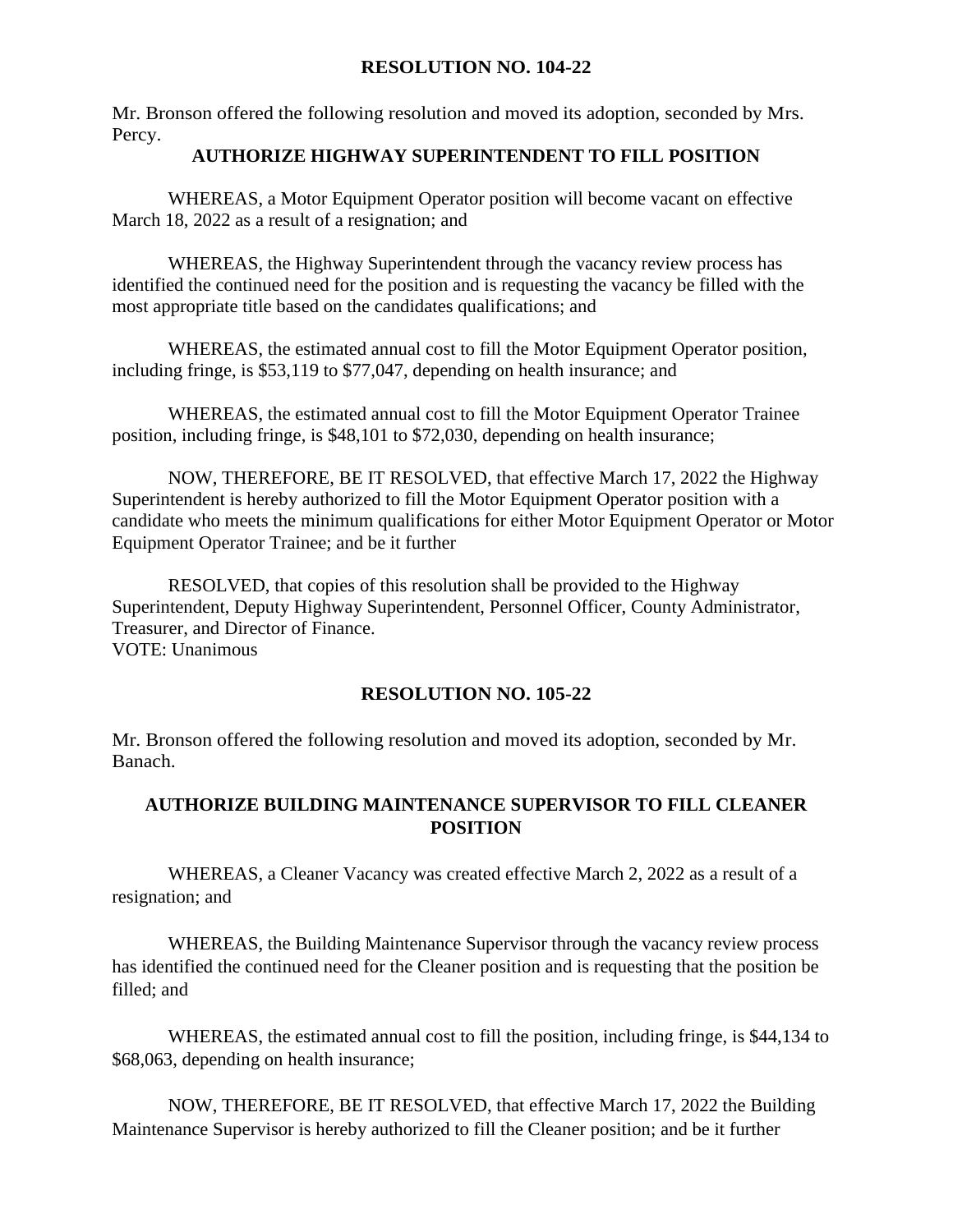## RESOLUTION NO. 104-22

Mr. Bronson offered the following resolution and moved its adoption, seconded by Mrs. Percy.

### AUTHORIZE HIGHWAY SUPERINTENDENT TO FILL POSITION

WHEREAS, a Motor Equipment Operator position will become vacant on effective March 18, 2022 as a result of a resignation; and

WHEREAS, the Highway Superintendent through the vacancy review process has identified the continued need for the position and is requesting the vacancy be filled with the most appropriate title based on the candidates qualifications; and

WHEREAS, the estimated annual cost to fill the Motor Equipment Operator position, including fringe, is $53,119 to $77,047, depending on health insurance; and

WHEREAS, the estimated annual cost to fill the Motor Equipment Operator Trainee position, including fringe, is $48,101 to $72,030, depending on health insurance;

NOW, THEREFORE, BE IT RESOLVED, that effective March 17, 2022 the Highway Superintendent is hereby authorized to fill the Motor Equipment Operator position with a candidate who meets the minimum qualifications for either Motor Equipment Operator or Motor Equipment Operator Trainee; and be it further

RESOLVED, that copies of this resolution shall be provided to the Highway Superintendent, Deputy Highway Superintendent, Personnel Officer, County Administrator, Treasurer, and Director of Finance.
VOTE: Unanimous

## RESOLUTION NO. 105-22

Mr. Bronson offered the following resolution and moved its adoption, seconded by Mr. Banach.

### AUTHORIZE BUILDING MAINTENANCE SUPERVISOR TO FILL CLEANER POSITION

WHEREAS, a Cleaner Vacancy was created effective March 2, 2022 as a result of a resignation; and

WHEREAS, the Building Maintenance Supervisor through the vacancy review process has identified the continued need for the Cleaner position and is requesting that the position be filled; and

WHEREAS, the estimated annual cost to fill the position, including fringe, is $44,134 to $68,063, depending on health insurance;

NOW, THEREFORE, BE IT RESOLVED, that effective March 17, 2022 the Building Maintenance Supervisor is hereby authorized to fill the Cleaner position; and be it further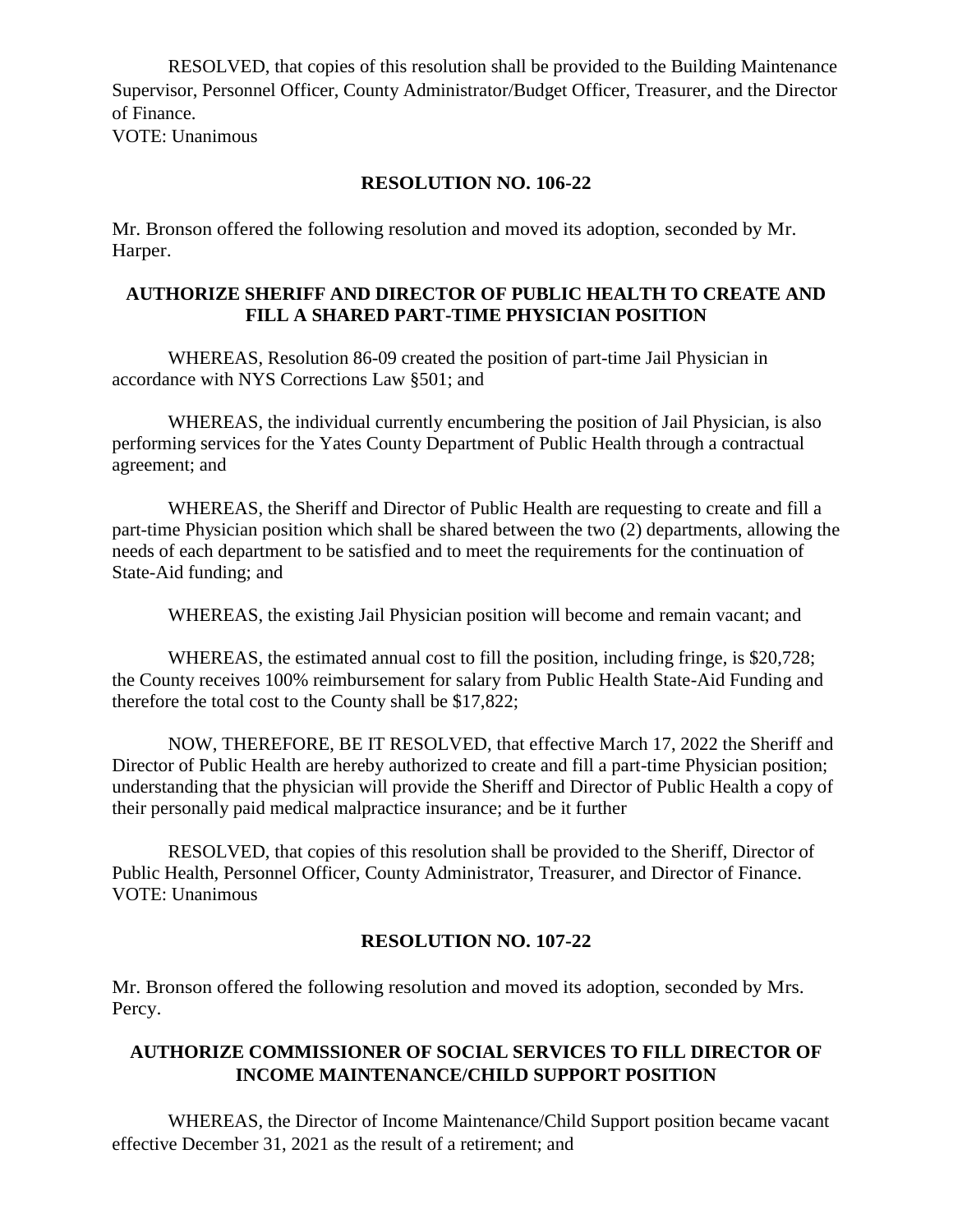RESOLVED, that copies of this resolution shall be provided to the Building Maintenance Supervisor, Personnel Officer, County Administrator/Budget Officer, Treasurer, and the Director of Finance.
VOTE: Unanimous

**RESOLUTION NO. 106-22**

Mr. Bronson offered the following resolution and moved its adoption, seconded by Mr. Harper.

**AUTHORIZE SHERIFF AND DIRECTOR OF PUBLIC HEALTH TO CREATE AND FILL A SHARED PART-TIME PHYSICIAN POSITION**

WHEREAS, Resolution 86-09 created the position of part-time Jail Physician in accordance with NYS Corrections Law §501; and

WHEREAS, the individual currently encumbering the position of Jail Physician, is also performing services for the Yates County Department of Public Health through a contractual agreement; and

WHEREAS, the Sheriff and Director of Public Health are requesting to create and fill a part-time Physician position which shall be shared between the two (2) departments, allowing the needs of each department to be satisfied and to meet the requirements for the continuation of State-Aid funding; and

WHEREAS, the existing Jail Physician position will become and remain vacant; and

WHEREAS, the estimated annual cost to fill the position, including fringe, is $20,728; the County receives 100% reimbursement for salary from Public Health State-Aid Funding and therefore the total cost to the County shall be $17,822;

NOW, THEREFORE, BE IT RESOLVED, that effective March 17, 2022 the Sheriff and Director of Public Health are hereby authorized to create and fill a part-time Physician position; understanding that the physician will provide the Sheriff and Director of Public Health a copy of their personally paid medical malpractice insurance; and be it further

RESOLVED, that copies of this resolution shall be provided to the Sheriff, Director of Public Health, Personnel Officer, County Administrator, Treasurer, and Director of Finance.
VOTE: Unanimous

**RESOLUTION NO. 107-22**

Mr. Bronson offered the following resolution and moved its adoption, seconded by Mrs. Percy.

**AUTHORIZE COMMISSIONER OF SOCIAL SERVICES TO FILL DIRECTOR OF INCOME MAINTENANCE/CHILD SUPPORT POSITION**

WHEREAS, the Director of Income Maintenance/Child Support position became vacant effective December 31, 2021 as the result of a retirement; and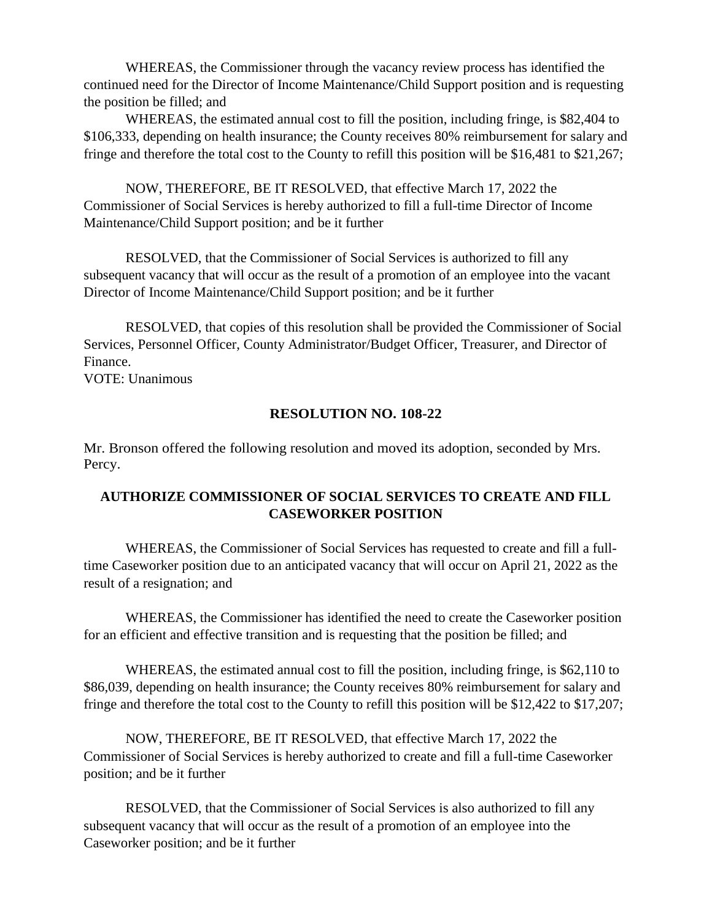WHEREAS, the Commissioner through the vacancy review process has identified the continued need for the Director of Income Maintenance/Child Support position and is requesting the position be filled; and

WHEREAS, the estimated annual cost to fill the position, including fringe, is $82,404 to $106,333, depending on health insurance; the County receives 80% reimbursement for salary and fringe and therefore the total cost to the County to refill this position will be $16,481 to $21,267;

NOW, THEREFORE, BE IT RESOLVED, that effective March 17, 2022 the Commissioner of Social Services is hereby authorized to fill a full-time Director of Income Maintenance/Child Support position; and be it further

RESOLVED, that the Commissioner of Social Services is authorized to fill any subsequent vacancy that will occur as the result of a promotion of an employee into the vacant Director of Income Maintenance/Child Support position; and be it further

RESOLVED, that copies of this resolution shall be provided the Commissioner of Social Services, Personnel Officer, County Administrator/Budget Officer, Treasurer, and Director of Finance.
VOTE: Unanimous

## RESOLUTION NO. 108-22

Mr. Bronson offered the following resolution and moved its adoption, seconded by Mrs. Percy.

### AUTHORIZE COMMISSIONER OF SOCIAL SERVICES TO CREATE AND FILL CASEWORKER POSITION

WHEREAS, the Commissioner of Social Services has requested to create and fill a full-time Caseworker position due to an anticipated vacancy that will occur on April 21, 2022 as the result of a resignation; and

WHEREAS, the Commissioner has identified the need to create the Caseworker position for an efficient and effective transition and is requesting that the position be filled; and

WHEREAS, the estimated annual cost to fill the position, including fringe, is $62,110 to $86,039, depending on health insurance; the County receives 80% reimbursement for salary and fringe and therefore the total cost to the County to refill this position will be $12,422 to $17,207;

NOW, THEREFORE, BE IT RESOLVED, that effective March 17, 2022 the Commissioner of Social Services is hereby authorized to create and fill a full-time Caseworker position; and be it further

RESOLVED, that the Commissioner of Social Services is also authorized to fill any subsequent vacancy that will occur as the result of a promotion of an employee into the Caseworker position; and be it further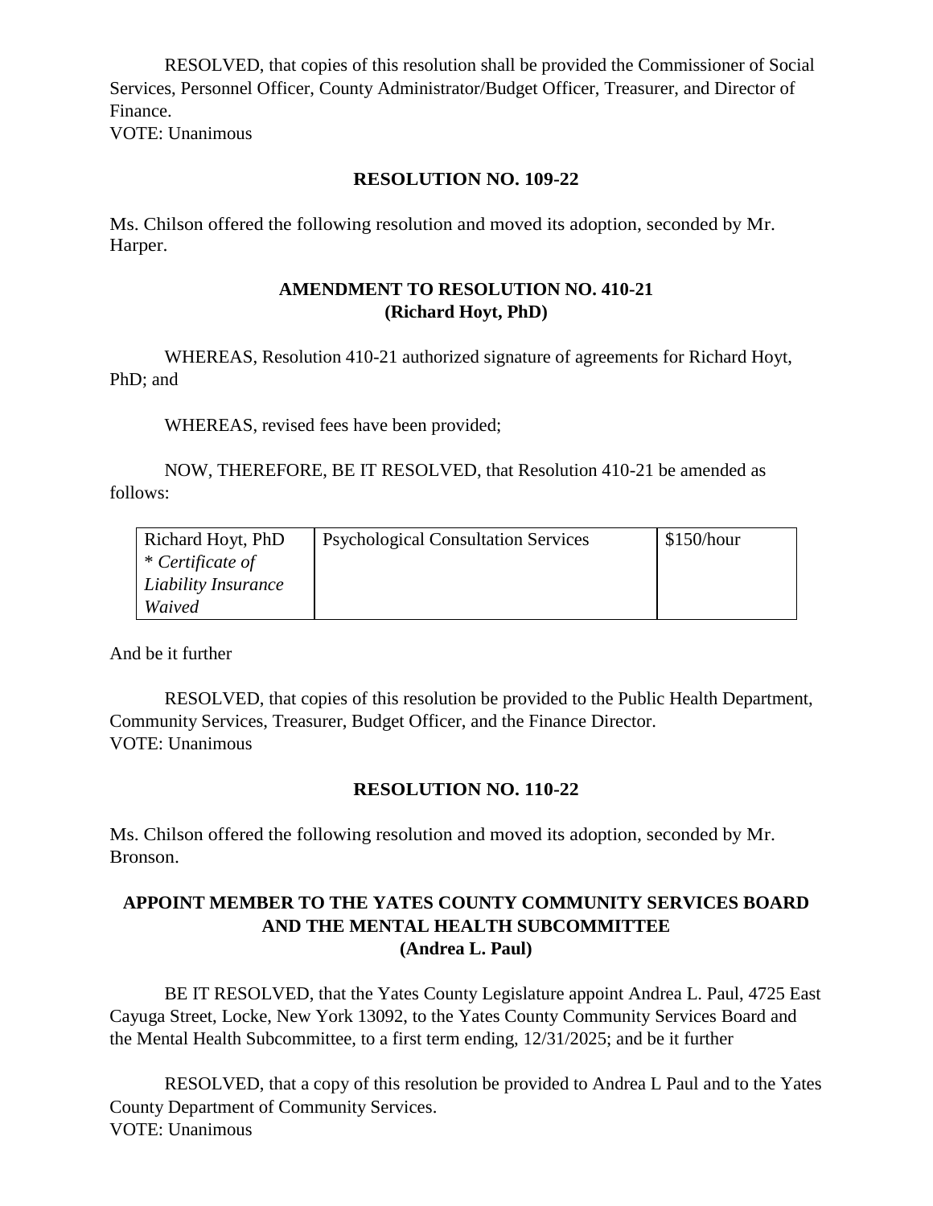RESOLVED, that copies of this resolution shall be provided the Commissioner of Social Services, Personnel Officer, County Administrator/Budget Officer, Treasurer, and Director of Finance.
VOTE: Unanimous

**RESOLUTION NO. 109-22**

Ms. Chilson offered the following resolution and moved its adoption, seconded by Mr. Harper.

**AMENDMENT TO RESOLUTION NO. 410-21**
**(Richard Hoyt, PhD)**

WHEREAS, Resolution 410-21 authorized signature of agreements for Richard Hoyt, PhD; and

WHEREAS, revised fees have been provided;

NOW, THEREFORE, BE IT RESOLVED, that Resolution 410-21 be amended as follows:

| Richard Hoyt, PhD *\* Certificate of Liability Insurance Waived* | Psychological Consultation Services | $150/hour |
|---|---|---|

And be it further

RESOLVED, that copies of this resolution be provided to the Public Health Department, Community Services, Treasurer, Budget Officer, and the Finance Director.
VOTE: Unanimous

**RESOLUTION NO. 110-22**

Ms. Chilson offered the following resolution and moved its adoption, seconded by Mr. Bronson.

**APPOINT MEMBER TO THE YATES COUNTY COMMUNITY SERVICES BOARD AND THE MENTAL HEALTH SUBCOMMITTEE**
**(Andrea L. Paul)**

BE IT RESOLVED, that the Yates County Legislature appoint Andrea L. Paul, 4725 East Cayuga Street, Locke, New York 13092, to the Yates County Community Services Board and the Mental Health Subcommittee, to a first term ending, 12/31/2025; and be it further

RESOLVED, that a copy of this resolution be provided to Andrea L Paul and to the Yates County Department of Community Services.
VOTE: Unanimous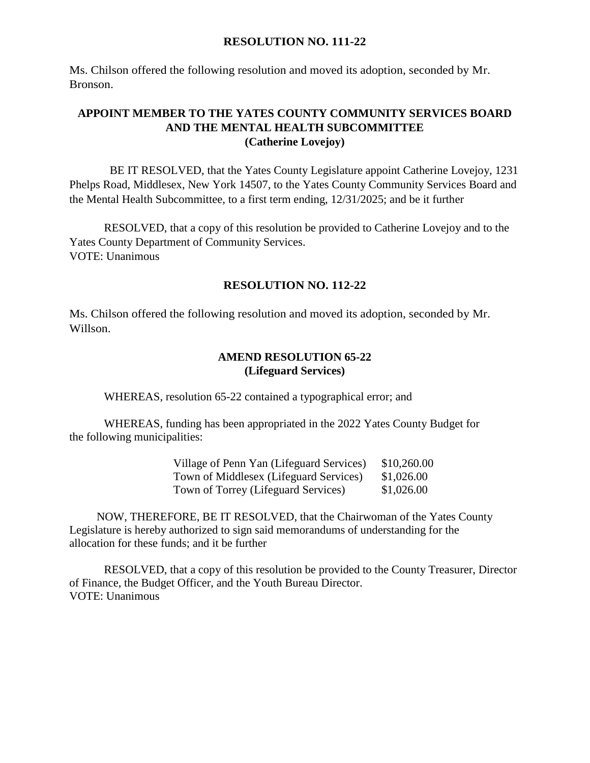## RESOLUTION NO. 111-22

Ms. Chilson offered the following resolution and moved its adoption, seconded by Mr. Bronson.

### APPOINT MEMBER TO THE YATES COUNTY COMMUNITY SERVICES BOARD AND THE MENTAL HEALTH SUBCOMMITTEE (Catherine Lovejoy)

BE IT RESOLVED, that the Yates County Legislature appoint Catherine Lovejoy, 1231 Phelps Road, Middlesex, New York 14507, to the Yates County Community Services Board and the Mental Health Subcommittee, to a first term ending, 12/31/2025; and be it further

RESOLVED, that a copy of this resolution be provided to Catherine Lovejoy and to the Yates County Department of Community Services.
VOTE: Unanimous

## RESOLUTION NO. 112-22

Ms. Chilson offered the following resolution and moved its adoption, seconded by Mr. Willson.

### AMEND RESOLUTION 65-22 (Lifeguard Services)

WHEREAS, resolution 65-22 contained a typographical error; and

WHEREAS, funding has been appropriated in the 2022 Yates County Budget for the following municipalities:

| | |
|---|---|
| Village of Penn Yan (Lifeguard Services) | $10,260.00 |
| Town of Middlesex (Lifeguard Services) | $1,026.00 |
| Town of Torrey (Lifeguard Services) | $1,026.00 |

NOW, THEREFORE, BE IT RESOLVED, that the Chairwoman of the Yates County Legislature is hereby authorized to sign said memorandums of understanding for the allocation for these funds; and it be further

RESOLVED, that a copy of this resolution be provided to the County Treasurer, Director of Finance, the Budget Officer, and the Youth Bureau Director.
VOTE: Unanimous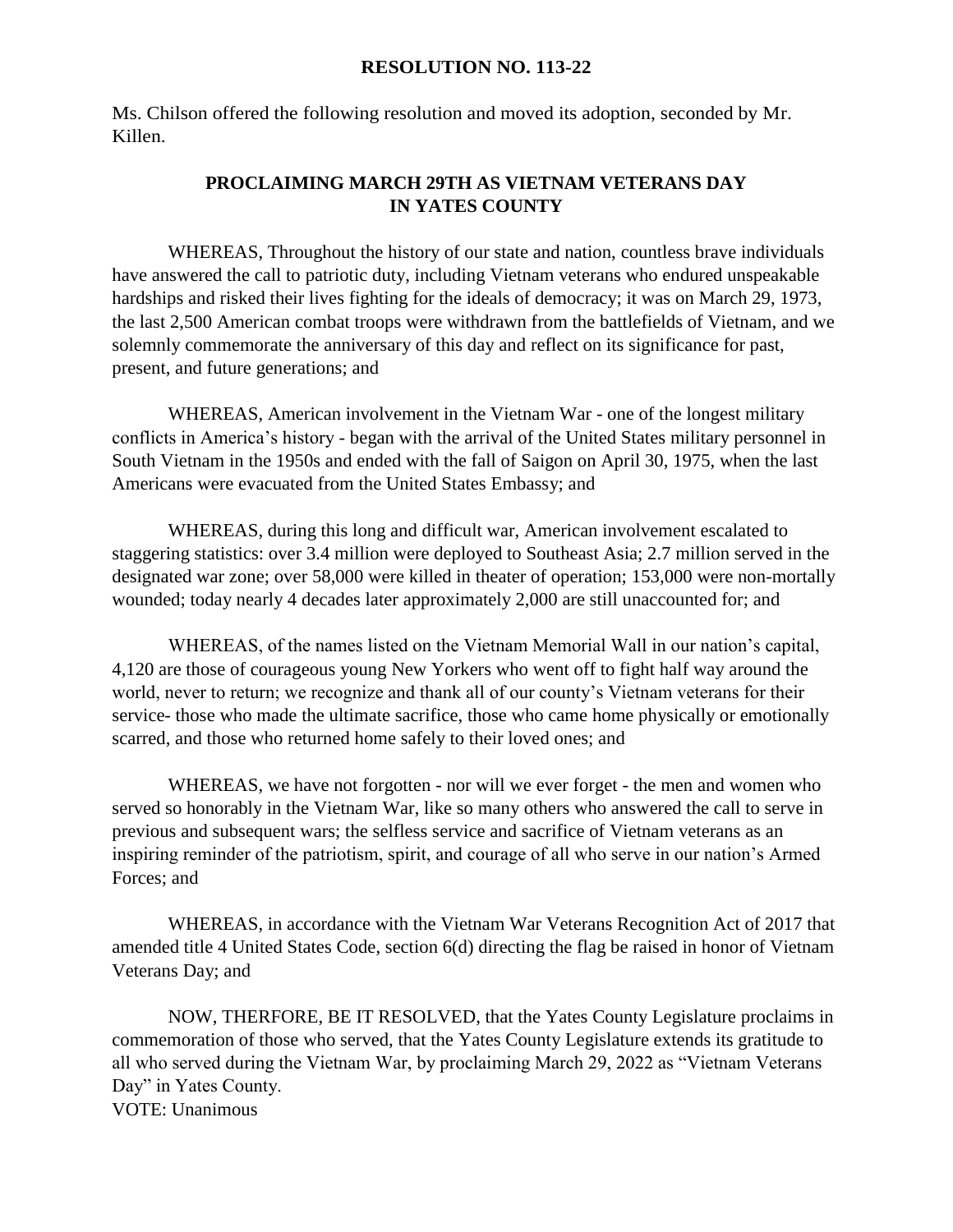**RESOLUTION NO. 113-22**

Ms. Chilson offered the following resolution and moved its adoption, seconded by Mr. Killen.

**PROCLAIMING MARCH 29TH AS VIETNAM VETERANS DAY IN YATES COUNTY**

WHEREAS, Throughout the history of our state and nation, countless brave individuals have answered the call to patriotic duty, including Vietnam veterans who endured unspeakable hardships and risked their lives fighting for the ideals of democracy; it was on March 29, 1973, the last 2,500 American combat troops were withdrawn from the battlefields of Vietnam, and we solemnly commemorate the anniversary of this day and reflect on its significance for past, present, and future generations; and

WHEREAS, American involvement in the Vietnam War - one of the longest military conflicts in America's history - began with the arrival of the United States military personnel in South Vietnam in the 1950s and ended with the fall of Saigon on April 30, 1975, when the last Americans were evacuated from the United States Embassy; and

WHEREAS, during this long and difficult war, American involvement escalated to staggering statistics: over 3.4 million were deployed to Southeast Asia; 2.7 million served in the designated war zone; over 58,000 were killed in theater of operation; 153,000 were non-mortally wounded; today nearly 4 decades later approximately 2,000 are still unaccounted for; and

WHEREAS, of the names listed on the Vietnam Memorial Wall in our nation's capital, 4,120 are those of courageous young New Yorkers who went off to fight half way around the world, never to return; we recognize and thank all of our county's Vietnam veterans for their service- those who made the ultimate sacrifice, those who came home physically or emotionally scarred, and those who returned home safely to their loved ones; and

WHEREAS, we have not forgotten - nor will we ever forget - the men and women who served so honorably in the Vietnam War, like so many others who answered the call to serve in previous and subsequent wars; the selfless service and sacrifice of Vietnam veterans as an inspiring reminder of the patriotism, spirit, and courage of all who serve in our nation's Armed Forces; and

WHEREAS, in accordance with the Vietnam War Veterans Recognition Act of 2017 that amended title 4 United States Code, section 6(d) directing the flag be raised in honor of Vietnam Veterans Day; and

NOW, THERFORE, BE IT RESOLVED, that the Yates County Legislature proclaims in commemoration of those who served, that the Yates County Legislature extends its gratitude to all who served during the Vietnam War, by proclaiming March 29, 2022 as "Vietnam Veterans Day" in Yates County.

VOTE: Unanimous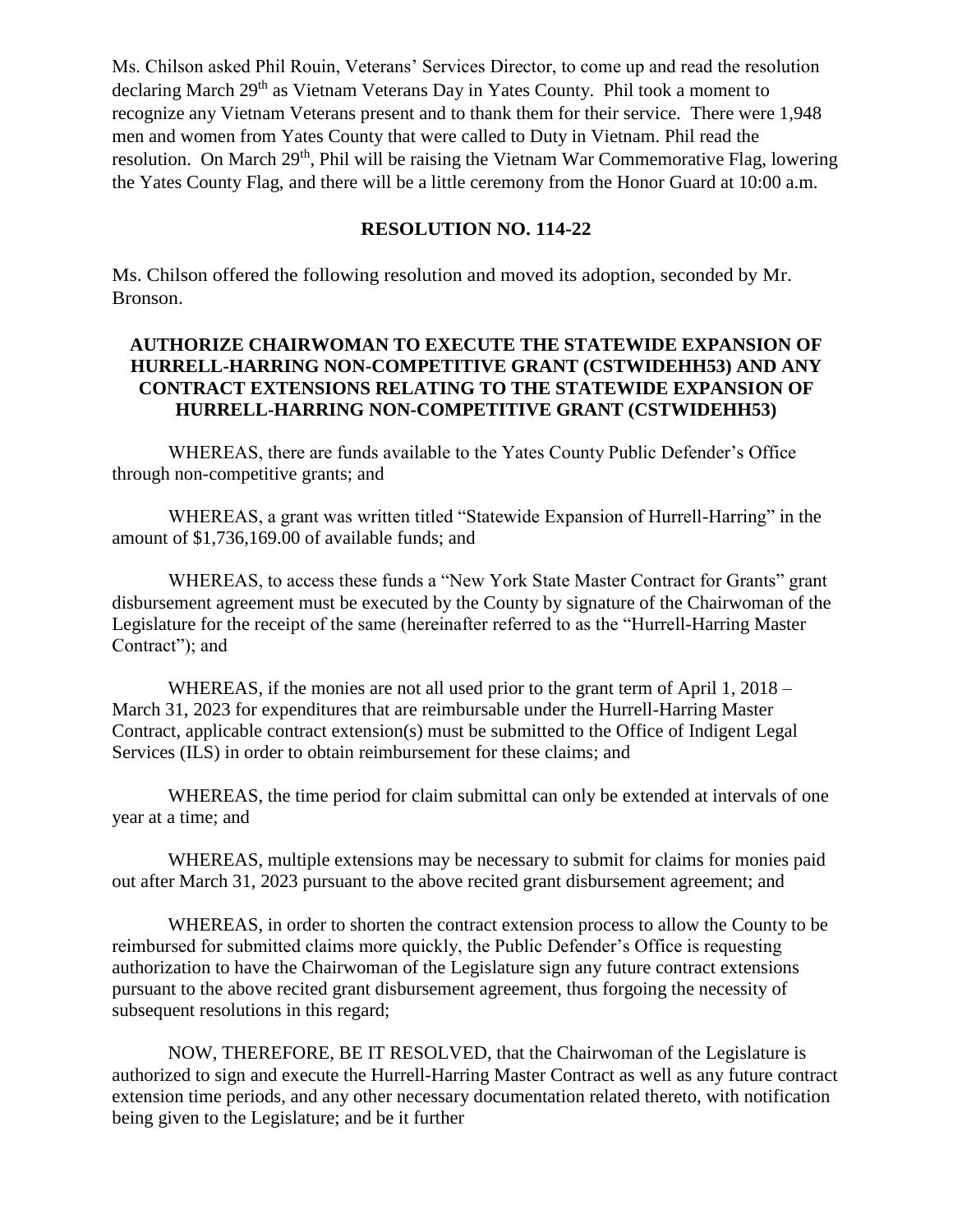Ms. Chilson asked Phil Rouin, Veterans' Services Director, to come up and read the resolution declaring March 29th as Vietnam Veterans Day in Yates County. Phil took a moment to recognize any Vietnam Veterans present and to thank them for their service. There were 1,948 men and women from Yates County that were called to Duty in Vietnam. Phil read the resolution. On March 29th, Phil will be raising the Vietnam War Commemorative Flag, lowering the Yates County Flag, and there will be a little ceremony from the Honor Guard at 10:00 a.m.

## RESOLUTION NO. 114-22

Ms. Chilson offered the following resolution and moved its adoption, seconded by Mr. Bronson.

**AUTHORIZE CHAIRWOMAN TO EXECUTE THE STATEWIDE EXPANSION OF HURRELL-HARRING NON-COMPETITIVE GRANT (CSTWIDEHH53) AND ANY CONTRACT EXTENSIONS RELATING TO THE STATEWIDE EXPANSION OF HURRELL-HARRING NON-COMPETITIVE GRANT (CSTWIDEHH53)**

WHEREAS, there are funds available to the Yates County Public Defender's Office through non-competitive grants; and

WHEREAS, a grant was written titled "Statewide Expansion of Hurrell-Harring" in the amount of $1,736,169.00 of available funds; and

WHEREAS, to access these funds a "New York State Master Contract for Grants" grant disbursement agreement must be executed by the County by signature of the Chairwoman of the Legislature for the receipt of the same (hereinafter referred to as the "Hurrell-Harring Master Contract"); and

WHEREAS, if the monies are not all used prior to the grant term of April 1, 2018 – March 31, 2023 for expenditures that are reimbursable under the Hurrell-Harring Master Contract, applicable contract extension(s) must be submitted to the Office of Indigent Legal Services (ILS) in order to obtain reimbursement for these claims; and

WHEREAS, the time period for claim submittal can only be extended at intervals of one year at a time; and

WHEREAS, multiple extensions may be necessary to submit for claims for monies paid out after March 31, 2023 pursuant to the above recited grant disbursement agreement; and

WHEREAS, in order to shorten the contract extension process to allow the County to be reimbursed for submitted claims more quickly, the Public Defender's Office is requesting authorization to have the Chairwoman of the Legislature sign any future contract extensions pursuant to the above recited grant disbursement agreement, thus forgoing the necessity of subsequent resolutions in this regard;

NOW, THEREFORE, BE IT RESOLVED, that the Chairwoman of the Legislature is authorized to sign and execute the Hurrell-Harring Master Contract as well as any future contract extension time periods, and any other necessary documentation related thereto, with notification being given to the Legislature; and be it further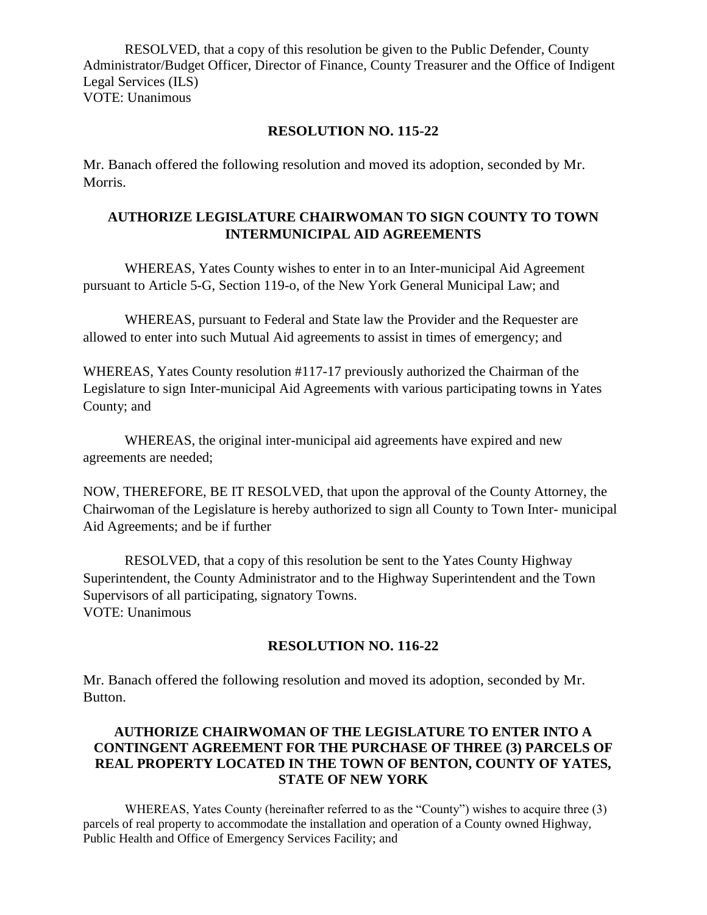RESOLVED, that a copy of this resolution be given to the Public Defender, County Administrator/Budget Officer, Director of Finance, County Treasurer and the Office of Indigent Legal Services (ILS)
VOTE: Unanimous

## RESOLUTION NO. 115-22

Mr. Banach offered the following resolution and moved its adoption, seconded by Mr. Morris.

### AUTHORIZE LEGISLATURE CHAIRWOMAN TO SIGN COUNTY TO TOWN INTERMUNICIPAL AID AGREEMENTS

WHEREAS, Yates County wishes to enter in to an Inter-municipal Aid Agreement pursuant to Article 5-G, Section 119-o, of the New York General Municipal Law; and

WHEREAS, pursuant to Federal and State law the Provider and the Requester are allowed to enter into such Mutual Aid agreements to assist in times of emergency; and

WHEREAS, Yates County resolution #117-17 previously authorized the Chairman of the Legislature to sign Inter-municipal Aid Agreements with various participating towns in Yates County; and

WHEREAS, the original inter-municipal aid agreements have expired and new agreements are needed;

NOW, THEREFORE, BE IT RESOLVED, that upon the approval of the County Attorney, the Chairwoman of the Legislature is hereby authorized to sign all County to Town Inter- municipal Aid Agreements; and be if further

RESOLVED, that a copy of this resolution be sent to the Yates County Highway Superintendent, the County Administrator and to the Highway Superintendent and the Town Supervisors of all participating, signatory Towns.
VOTE: Unanimous

## RESOLUTION NO. 116-22

Mr. Banach offered the following resolution and moved its adoption, seconded by Mr. Button.

### AUTHORIZE CHAIRWOMAN OF THE LEGISLATURE TO ENTER INTO A CONTINGENT AGREEMENT FOR THE PURCHASE OF THREE (3) PARCELS OF REAL PROPERTY LOCATED IN THE TOWN OF BENTON, COUNTY OF YATES, STATE OF NEW YORK

WHEREAS, Yates County (hereinafter referred to as the "County") wishes to acquire three (3) parcels of real property to accommodate the installation and operation of a County owned Highway, Public Health and Office of Emergency Services Facility; and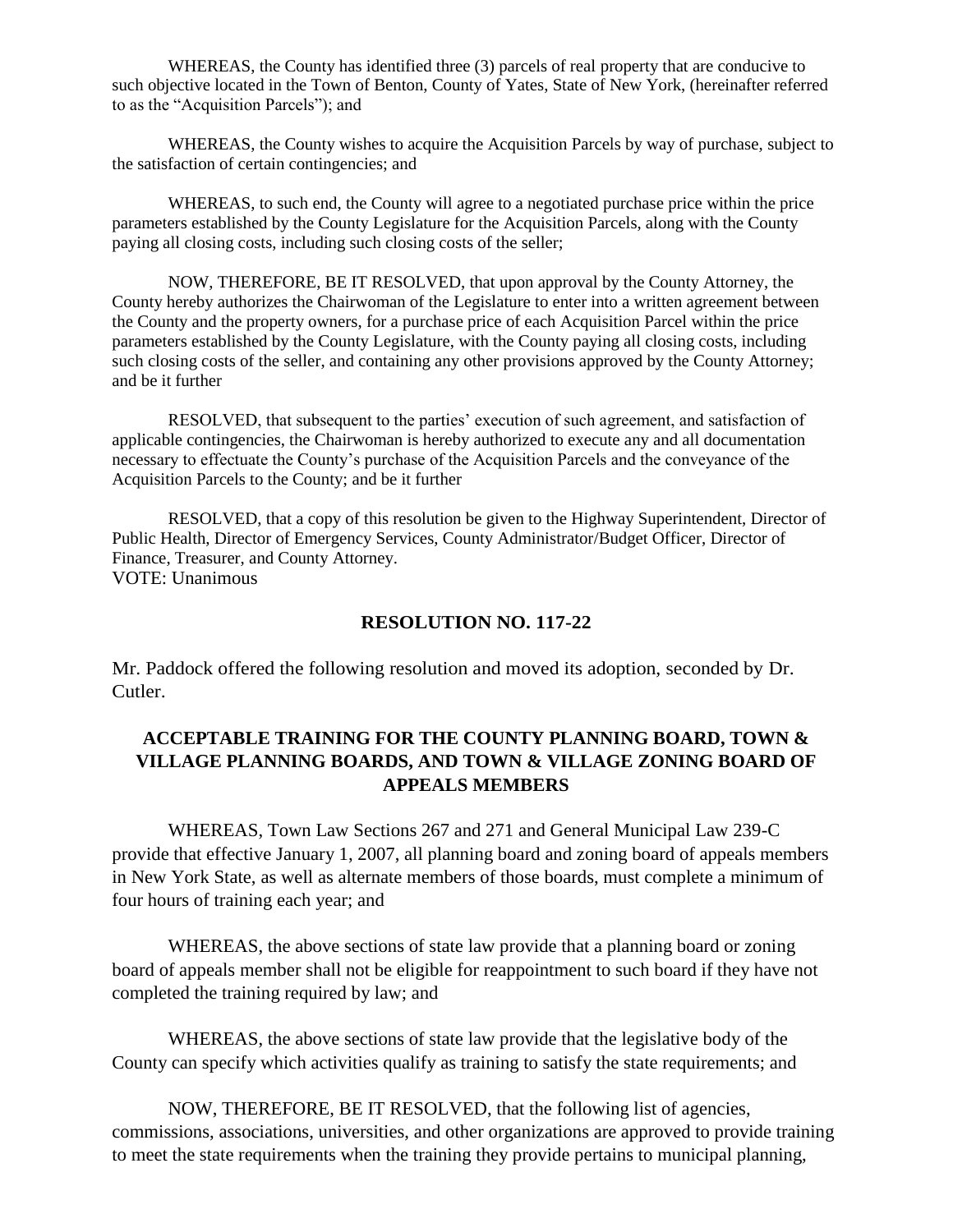WHEREAS, the County has identified three (3) parcels of real property that are conducive to such objective located in the Town of Benton, County of Yates, State of New York, (hereinafter referred to as the "Acquisition Parcels"); and

WHEREAS, the County wishes to acquire the Acquisition Parcels by way of purchase, subject to the satisfaction of certain contingencies; and

WHEREAS, to such end, the County will agree to a negotiated purchase price within the price parameters established by the County Legislature for the Acquisition Parcels, along with the County paying all closing costs, including such closing costs of the seller;

NOW, THEREFORE, BE IT RESOLVED, that upon approval by the County Attorney, the County hereby authorizes the Chairwoman of the Legislature to enter into a written agreement between the County and the property owners, for a purchase price of each Acquisition Parcel within the price parameters established by the County Legislature, with the County paying all closing costs, including such closing costs of the seller, and containing any other provisions approved by the County Attorney; and be it further

RESOLVED, that subsequent to the parties' execution of such agreement, and satisfaction of applicable contingencies, the Chairwoman is hereby authorized to execute any and all documentation necessary to effectuate the County's purchase of the Acquisition Parcels and the conveyance of the Acquisition Parcels to the County; and be it further

RESOLVED, that a copy of this resolution be given to the Highway Superintendent, Director of Public Health, Director of Emergency Services, County Administrator/Budget Officer, Director of Finance, Treasurer, and County Attorney.
VOTE: Unanimous

## RESOLUTION NO. 117-22

Mr. Paddock offered the following resolution and moved its adoption, seconded by Dr. Cutler.

## ACCEPTABLE TRAINING FOR THE COUNTY PLANNING BOARD, TOWN & VILLAGE PLANNING BOARDS, AND TOWN & VILLAGE ZONING BOARD OF APPEALS MEMBERS

WHEREAS, Town Law Sections 267 and 271 and General Municipal Law 239-C provide that effective January 1, 2007, all planning board and zoning board of appeals members in New York State, as well as alternate members of those boards, must complete a minimum of four hours of training each year; and

WHEREAS, the above sections of state law provide that a planning board or zoning board of appeals member shall not be eligible for reappointment to such board if they have not completed the training required by law; and

WHEREAS, the above sections of state law provide that the legislative body of the County can specify which activities qualify as training to satisfy the state requirements; and

NOW, THEREFORE, BE IT RESOLVED, that the following list of agencies, commissions, associations, universities, and other organizations are approved to provide training to meet the state requirements when the training they provide pertains to municipal planning,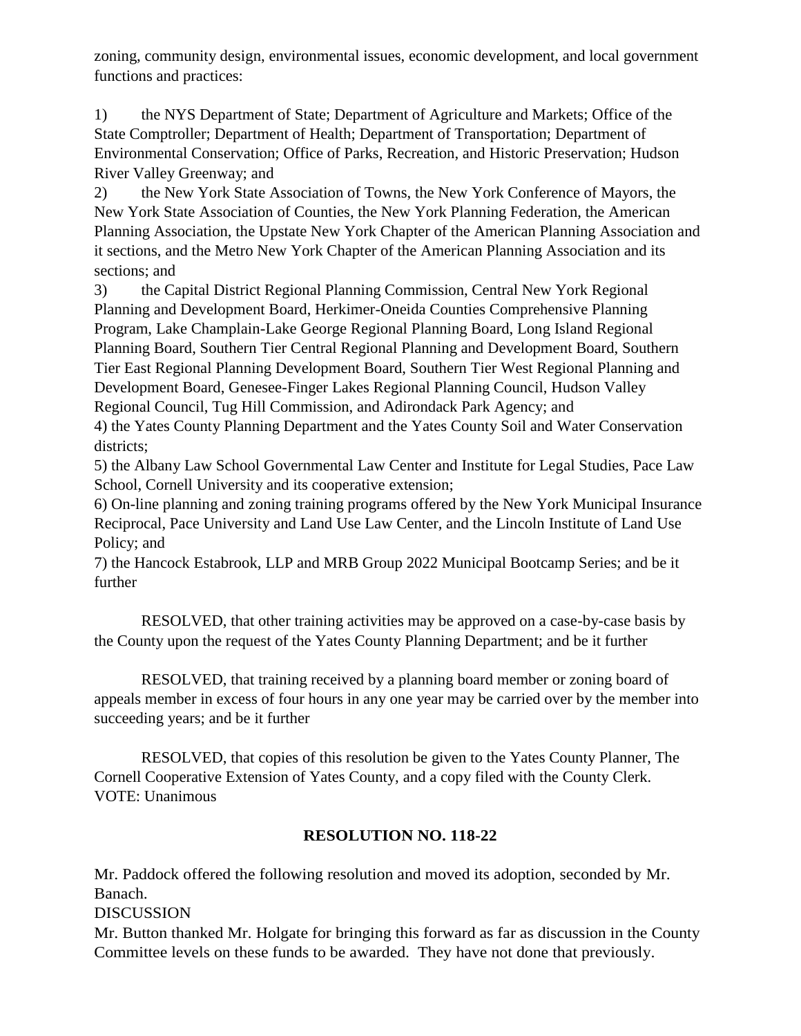zoning, community design, environmental issues, economic development, and local government functions and practices:

1) the NYS Department of State; Department of Agriculture and Markets; Office of the State Comptroller; Department of Health; Department of Transportation; Department of Environmental Conservation; Office of Parks, Recreation, and Historic Preservation; Hudson River Valley Greenway; and

2) the New York State Association of Towns, the New York Conference of Mayors, the New York State Association of Counties, the New York Planning Federation, the American Planning Association, the Upstate New York Chapter of the American Planning Association and it sections, and the Metro New York Chapter of the American Planning Association and its sections; and

3) the Capital District Regional Planning Commission, Central New York Regional Planning and Development Board, Herkimer-Oneida Counties Comprehensive Planning Program, Lake Champlain-Lake George Regional Planning Board, Long Island Regional Planning Board, Southern Tier Central Regional Planning and Development Board, Southern Tier East Regional Planning Development Board, Southern Tier West Regional Planning and Development Board, Genesee-Finger Lakes Regional Planning Council, Hudson Valley Regional Council, Tug Hill Commission, and Adirondack Park Agency; and

4) the Yates County Planning Department and the Yates County Soil and Water Conservation districts;

5) the Albany Law School Governmental Law Center and Institute for Legal Studies, Pace Law School, Cornell University and its cooperative extension;

6) On-line planning and zoning training programs offered by the New York Municipal Insurance Reciprocal, Pace University and Land Use Law Center, and the Lincoln Institute of Land Use Policy; and

7) the Hancock Estabrook, LLP and MRB Group 2022 Municipal Bootcamp Series; and be it further

RESOLVED, that other training activities may be approved on a case-by-case basis by the County upon the request of the Yates County Planning Department; and be it further

RESOLVED, that training received by a planning board member or zoning board of appeals member in excess of four hours in any one year may be carried over by the member into succeeding years; and be it further

RESOLVED, that copies of this resolution be given to the Yates County Planner, The Cornell Cooperative Extension of Yates County, and a copy filed with the County Clerk.
VOTE: Unanimous

**RESOLUTION NO. 118-22**

Mr. Paddock offered the following resolution and moved its adoption, seconded by Mr. Banach.

DISCUSSION

Mr. Button thanked Mr. Holgate for bringing this forward as far as discussion in the County Committee levels on these funds to be awarded. They have not done that previously.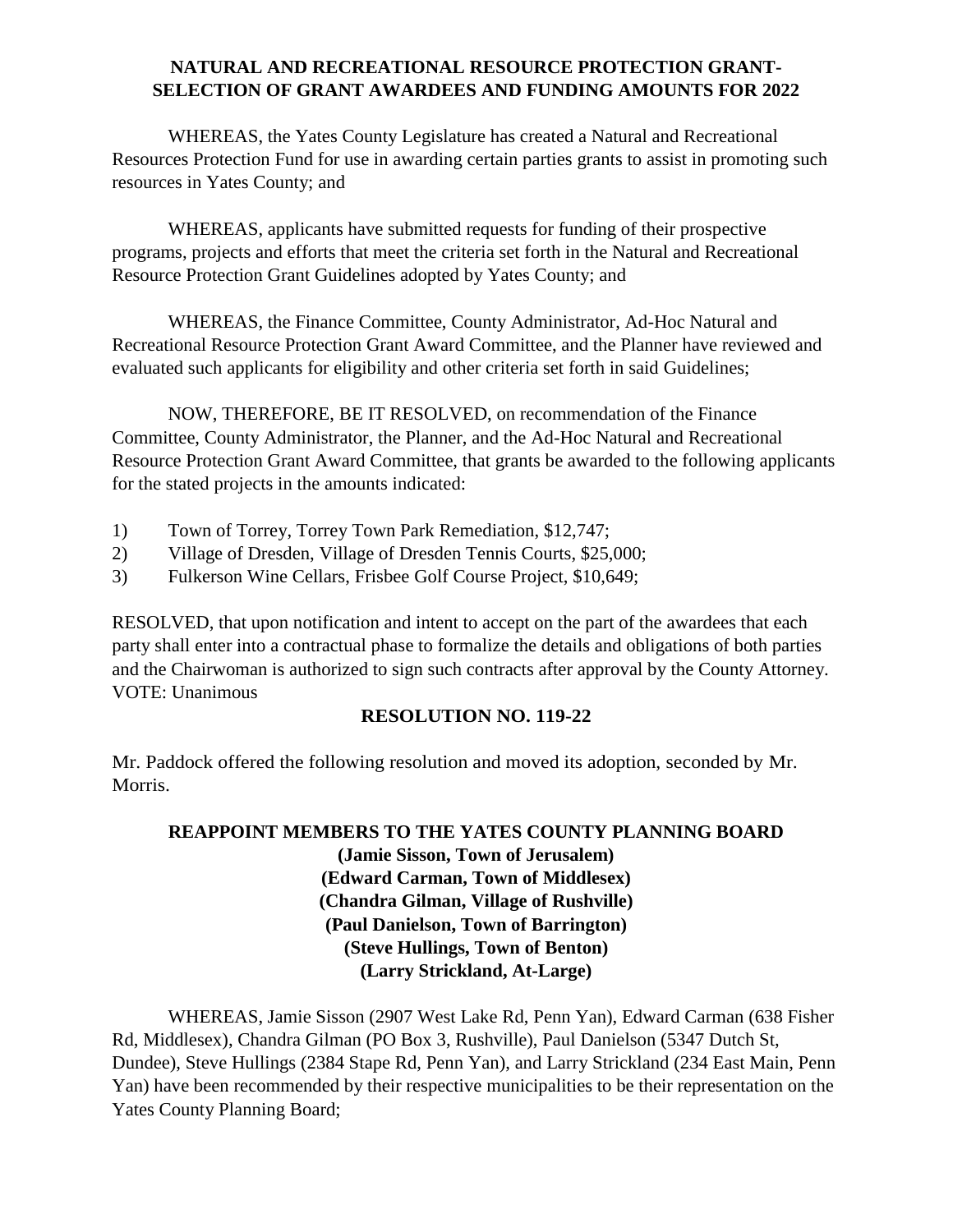**NATURAL AND RECREATIONAL RESOURCE PROTECTION GRANT-SELECTION OF GRANT AWARDEES AND FUNDING AMOUNTS FOR 2022**

WHEREAS, the Yates County Legislature has created a Natural and Recreational Resources Protection Fund for use in awarding certain parties grants to assist in promoting such resources in Yates County; and

WHEREAS, applicants have submitted requests for funding of their prospective programs, projects and efforts that meet the criteria set forth in the Natural and Recreational Resource Protection Grant Guidelines adopted by Yates County; and

WHEREAS, the Finance Committee, County Administrator, Ad-Hoc Natural and Recreational Resource Protection Grant Award Committee, and the Planner have reviewed and evaluated such applicants for eligibility and other criteria set forth in said Guidelines;

NOW, THEREFORE, BE IT RESOLVED, on recommendation of the Finance Committee, County Administrator, the Planner, and the Ad-Hoc Natural and Recreational Resource Protection Grant Award Committee, that grants be awarded to the following applicants for the stated projects in the amounts indicated:

1) Town of Torrey, Torrey Town Park Remediation, $12,747;
2) Village of Dresden, Village of Dresden Tennis Courts, $25,000;
3) Fulkerson Wine Cellars, Frisbee Golf Course Project, $10,649;

RESOLVED, that upon notification and intent to accept on the part of the awardees that each party shall enter into a contractual phase to formalize the details and obligations of both parties and the Chairwoman is authorized to sign such contracts after approval by the County Attorney.
VOTE: Unanimous

**RESOLUTION NO. 119-22**

Mr. Paddock offered the following resolution and moved its adoption, seconded by Mr. Morris.

**REAPPOINT MEMBERS TO THE YATES COUNTY PLANNING BOARD**
**(Jamie Sisson, Town of Jerusalem)**
**(Edward Carman, Town of Middlesex)**
**(Chandra Gilman, Village of Rushville)**
**(Paul Danielson, Town of Barrington)**
**(Steve Hullings, Town of Benton)**
**(Larry Strickland, At-Large)**

WHEREAS, Jamie Sisson (2907 West Lake Rd, Penn Yan), Edward Carman (638 Fisher Rd, Middlesex), Chandra Gilman (PO Box 3, Rushville), Paul Danielson (5347 Dutch St, Dundee), Steve Hullings (2384 Stape Rd, Penn Yan), and Larry Strickland (234 East Main, Penn Yan) have been recommended by their respective municipalities to be their representation on the Yates County Planning Board;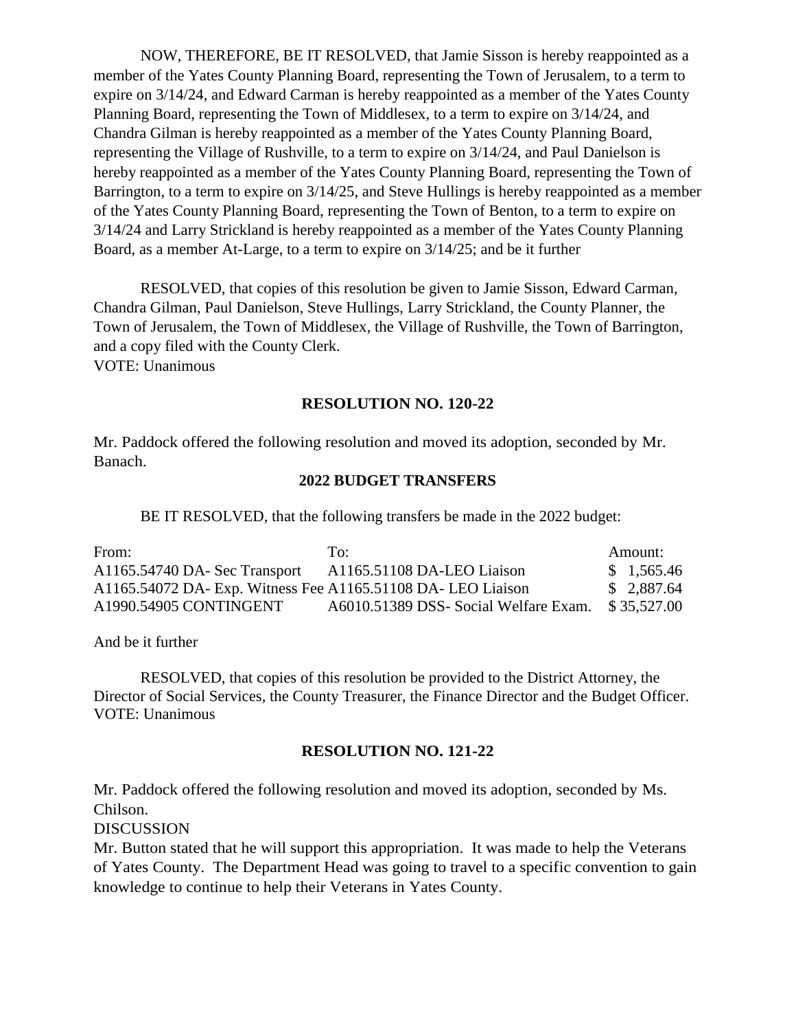NOW, THEREFORE, BE IT RESOLVED, that Jamie Sisson is hereby reappointed as a member of the Yates County Planning Board, representing the Town of Jerusalem, to a term to expire on 3/14/24, and Edward Carman is hereby reappointed as a member of the Yates County Planning Board, representing the Town of Middlesex, to a term to expire on 3/14/24, and Chandra Gilman is hereby reappointed as a member of the Yates County Planning Board, representing the Village of Rushville, to a term to expire on 3/14/24, and Paul Danielson is hereby reappointed as a member of the Yates County Planning Board, representing the Town of Barrington, to a term to expire on 3/14/25, and Steve Hullings is hereby reappointed as a member of the Yates County Planning Board, representing the Town of Benton, to a term to expire on 3/14/24 and Larry Strickland is hereby reappointed as a member of the Yates County Planning Board, as a member At-Large, to a term to expire on 3/14/25; and be it further

RESOLVED, that copies of this resolution be given to Jamie Sisson, Edward Carman, Chandra Gilman, Paul Danielson, Steve Hullings, Larry Strickland, the County Planner, the Town of Jerusalem, the Town of Middlesex, the Village of Rushville, the Town of Barrington, and a copy filed with the County Clerk.
VOTE: Unanimous

**RESOLUTION NO. 120-22**

Mr. Paddock offered the following resolution and moved its adoption, seconded by Mr. Banach.

**2022 BUDGET TRANSFERS**

BE IT RESOLVED, that the following transfers be made in the 2022 budget:

| From: | To: | Amount: |
|---|---|---|
| A1165.54740 DA- Sec Transport | A1165.51108 DA-LEO Liaison | $ 1,565.46 |
| A1165.54072 DA- Exp. Witness Fee | A1165.51108 DA- LEO Liaison | $ 2,887.64 |
| A1990.54905 CONTINGENT | A6010.51389 DSS- Social Welfare Exam. | $ 35,527.00 |

And be it further

RESOLVED, that copies of this resolution be provided to the District Attorney, the Director of Social Services, the County Treasurer, the Finance Director and the Budget Officer.
VOTE: Unanimous

**RESOLUTION NO. 121-22**

Mr. Paddock offered the following resolution and moved its adoption, seconded by Ms. Chilson.

DISCUSSION

Mr. Button stated that he will support this appropriation. It was made to help the Veterans of Yates County. The Department Head was going to travel to a specific convention to gain knowledge to continue to help their Veterans in Yates County.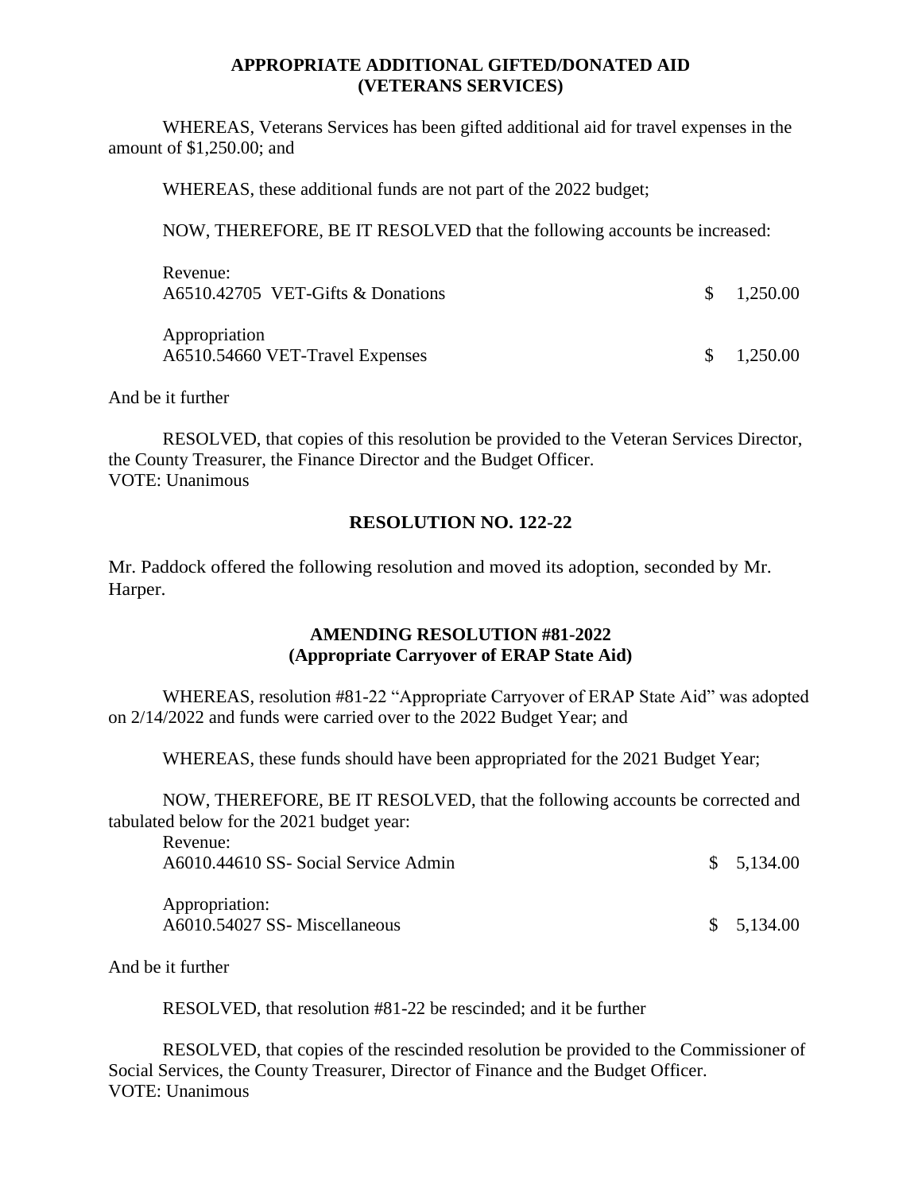### APPROPRIATE ADDITIONAL GIFTED/DONATED AID
### (VETERANS SERVICES)

WHEREAS, Veterans Services has been gifted additional aid for travel expenses in the amount of $1,250.00; and

WHEREAS, these additional funds are not part of the 2022 budget;

NOW, THEREFORE, BE IT RESOLVED that the following accounts be increased:

| | |
|---|---|
| Revenue: | |
| A6510.42705 VET-Gifts & Donations | $ 1,250.00 |
| Appropriation | |
| A6510.54660 VET-Travel Expenses | $ 1,250.00 |

And be it further

RESOLVED, that copies of this resolution be provided to the Veteran Services Director, the County Treasurer, the Finance Director and the Budget Officer.
VOTE: Unanimous

## RESOLUTION NO. 122-22

Mr. Paddock offered the following resolution and moved its adoption, seconded by Mr. Harper.

### AMENDING RESOLUTION #81-2022
### (Appropriate Carryover of ERAP State Aid)

WHEREAS, resolution #81-22 "Appropriate Carryover of ERAP State Aid" was adopted on 2/14/2022 and funds were carried over to the 2022 Budget Year; and

WHEREAS, these funds should have been appropriated for the 2021 Budget Year;

NOW, THEREFORE, BE IT RESOLVED, that the following accounts be corrected and tabulated below for the 2021 budget year:

| | |
|---|---|
| Revenue: | |
| A6010.44610 SS- Social Service Admin | $ 5,134.00 |
| Appropriation: | |
| A6010.54027 SS- Miscellaneous | $ 5,134.00 |

And be it further

RESOLVED, that resolution #81-22 be rescinded; and it be further

RESOLVED, that copies of the rescinded resolution be provided to the Commissioner of Social Services, the County Treasurer, Director of Finance and the Budget Officer.
VOTE: Unanimous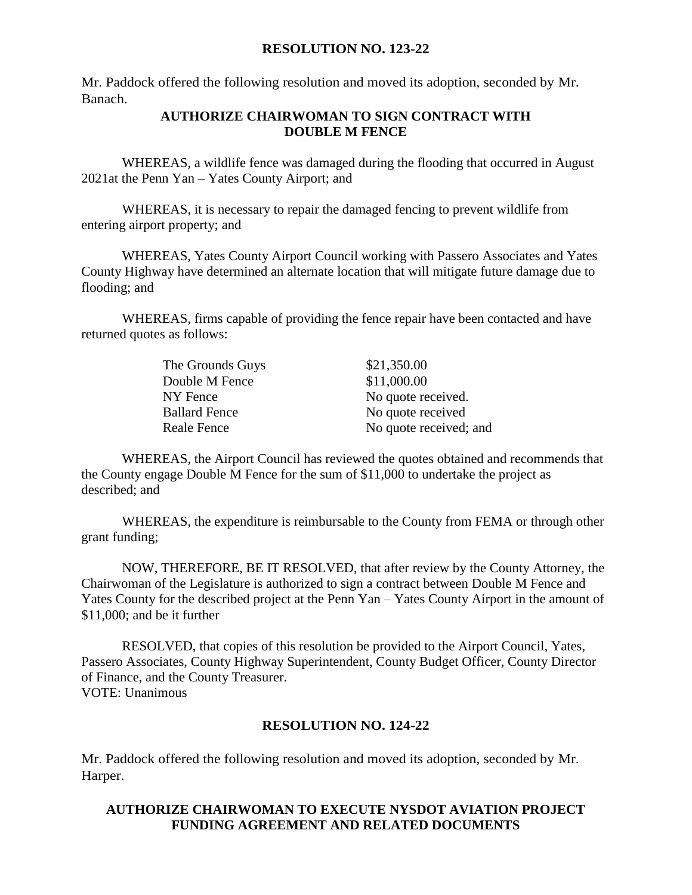## RESOLUTION NO. 123-22

Mr. Paddock offered the following resolution and moved its adoption, seconded by Mr. Banach.

### AUTHORIZE CHAIRWOMAN TO SIGN CONTRACT WITH DOUBLE M FENCE

WHEREAS, a wildlife fence was damaged during the flooding that occurred in August 2021at the Penn Yan – Yates County Airport; and

WHEREAS, it is necessary to repair the damaged fencing to prevent wildlife from entering airport property; and

WHEREAS, Yates County Airport Council working with Passero Associates and Yates County Highway have determined an alternate location that will mitigate future damage due to flooding; and

WHEREAS, firms capable of providing the fence repair have been contacted and have returned quotes as follows:

| | |
|---|---|
| The Grounds Guys | \$21,350.00 |
| Double M Fence | \$11,000.00 |
| NY Fence | No quote received. |
| Ballard Fence | No quote received |
| Reale Fence | No quote received; and |

WHEREAS, the Airport Council has reviewed the quotes obtained and recommends that the County engage Double M Fence for the sum of \$11,000 to undertake the project as described; and

WHEREAS, the expenditure is reimbursable to the County from FEMA or through other grant funding;

NOW, THEREFORE, BE IT RESOLVED, that after review by the County Attorney, the Chairwoman of the Legislature is authorized to sign a contract between Double M Fence and Yates County for the described project at the Penn Yan – Yates County Airport in the amount of \$11,000; and be it further

RESOLVED, that copies of this resolution be provided to the Airport Council, Yates, Passero Associates, County Highway Superintendent, County Budget Officer, County Director of Finance, and the County Treasurer.
VOTE: Unanimous

## RESOLUTION NO. 124-22

Mr. Paddock offered the following resolution and moved its adoption, seconded by Mr. Harper.

### AUTHORIZE CHAIRWOMAN TO EXECUTE NYSDOT AVIATION PROJECT FUNDING AGREEMENT AND RELATED DOCUMENTS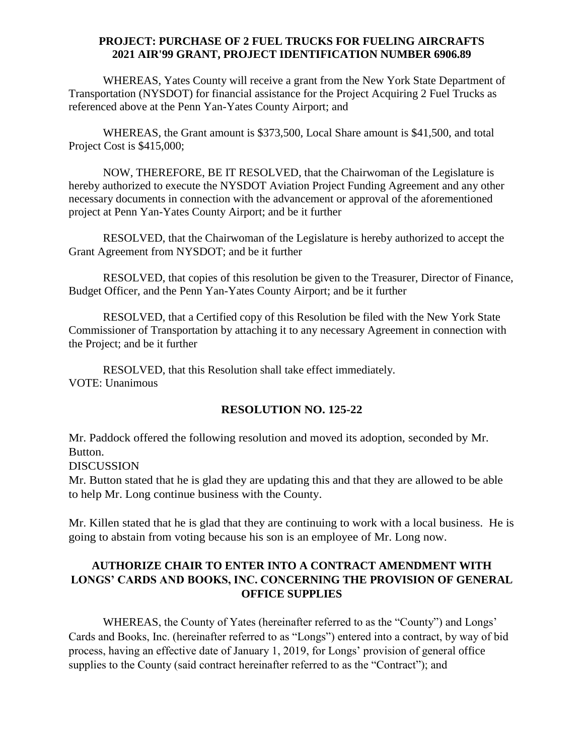**PROJECT: PURCHASE OF 2 FUEL TRUCKS FOR FUELING AIRCRAFTS**
**2021 AIR'99 GRANT, PROJECT IDENTIFICATION NUMBER 6906.89**

WHEREAS, Yates County will receive a grant from the New York State Department of Transportation (NYSDOT) for financial assistance for the Project Acquiring 2 Fuel Trucks as referenced above at the Penn Yan-Yates County Airport; and

WHEREAS, the Grant amount is $373,500, Local Share amount is $41,500, and total Project Cost is $415,000;

NOW, THEREFORE, BE IT RESOLVED, that the Chairwoman of the Legislature is hereby authorized to execute the NYSDOT Aviation Project Funding Agreement and any other necessary documents in connection with the advancement or approval of the aforementioned project at Penn Yan-Yates County Airport; and be it further

RESOLVED, that the Chairwoman of the Legislature is hereby authorized to accept the Grant Agreement from NYSDOT; and be it further

RESOLVED, that copies of this resolution be given to the Treasurer, Director of Finance, Budget Officer, and the Penn Yan-Yates County Airport; and be it further

RESOLVED, that a Certified copy of this Resolution be filed with the New York State Commissioner of Transportation by attaching it to any necessary Agreement in connection with the Project; and be it further

RESOLVED, that this Resolution shall take effect immediately.
VOTE: Unanimous

## RESOLUTION NO. 125-22

Mr. Paddock offered the following resolution and moved its adoption, seconded by Mr. Button.
DISCUSSION
Mr. Button stated that he is glad they are updating this and that they are allowed to be able to help Mr. Long continue business with the County.

Mr. Killen stated that he is glad that they are continuing to work with a local business. He is going to abstain from voting because his son is an employee of Mr. Long now.

**AUTHORIZE CHAIR TO ENTER INTO A CONTRACT AMENDMENT WITH LONGS' CARDS AND BOOKS, INC. CONCERNING THE PROVISION OF GENERAL OFFICE SUPPLIES**

WHEREAS, the County of Yates (hereinafter referred to as the "County") and Longs' Cards and Books, Inc. (hereinafter referred to as "Longs") entered into a contract, by way of bid process, having an effective date of January 1, 2019, for Longs' provision of general office supplies to the County (said contract hereinafter referred to as the "Contract"); and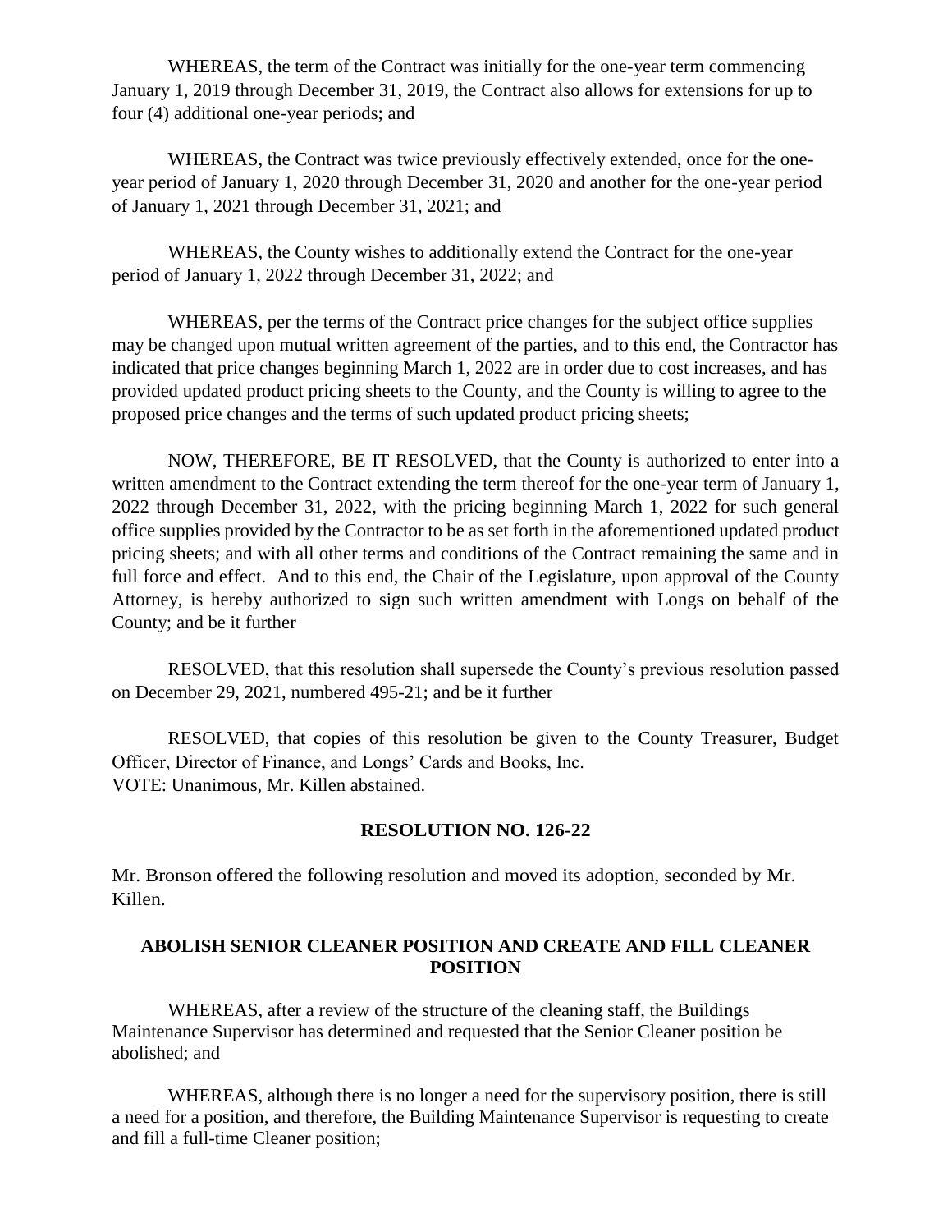WHEREAS, the term of the Contract was initially for the one-year term commencing January 1, 2019 through December 31, 2019, the Contract also allows for extensions for up to four (4) additional one-year periods; and

WHEREAS, the Contract was twice previously effectively extended, once for the one-year period of January 1, 2020 through December 31, 2020 and another for the one-year period of January 1, 2021 through December 31, 2021; and

WHEREAS, the County wishes to additionally extend the Contract for the one-year period of January 1, 2022 through December 31, 2022; and

WHEREAS, per the terms of the Contract price changes for the subject office supplies may be changed upon mutual written agreement of the parties, and to this end, the Contractor has indicated that price changes beginning March 1, 2022 are in order due to cost increases, and has provided updated product pricing sheets to the County, and the County is willing to agree to the proposed price changes and the terms of such updated product pricing sheets;

NOW, THEREFORE, BE IT RESOLVED, that the County is authorized to enter into a written amendment to the Contract extending the term thereof for the one-year term of January 1, 2022 through December 31, 2022, with the pricing beginning March 1, 2022 for such general office supplies provided by the Contractor to be as set forth in the aforementioned updated product pricing sheets; and with all other terms and conditions of the Contract remaining the same and in full force and effect. And to this end, the Chair of the Legislature, upon approval of the County Attorney, is hereby authorized to sign such written amendment with Longs on behalf of the County; and be it further

RESOLVED, that this resolution shall supersede the County's previous resolution passed on December 29, 2021, numbered 495-21; and be it further

RESOLVED, that copies of this resolution be given to the County Treasurer, Budget Officer, Director of Finance, and Longs' Cards and Books, Inc.
VOTE: Unanimous, Mr. Killen abstained.

## RESOLUTION NO. 126-22

Mr. Bronson offered the following resolution and moved its adoption, seconded by Mr. Killen.

### ABOLISH SENIOR CLEANER POSITION AND CREATE AND FILL CLEANER POSITION

WHEREAS, after a review of the structure of the cleaning staff, the Buildings Maintenance Supervisor has determined and requested that the Senior Cleaner position be abolished; and

WHEREAS, although there is no longer a need for the supervisory position, there is still a need for a position, and therefore, the Building Maintenance Supervisor is requesting to create and fill a full-time Cleaner position;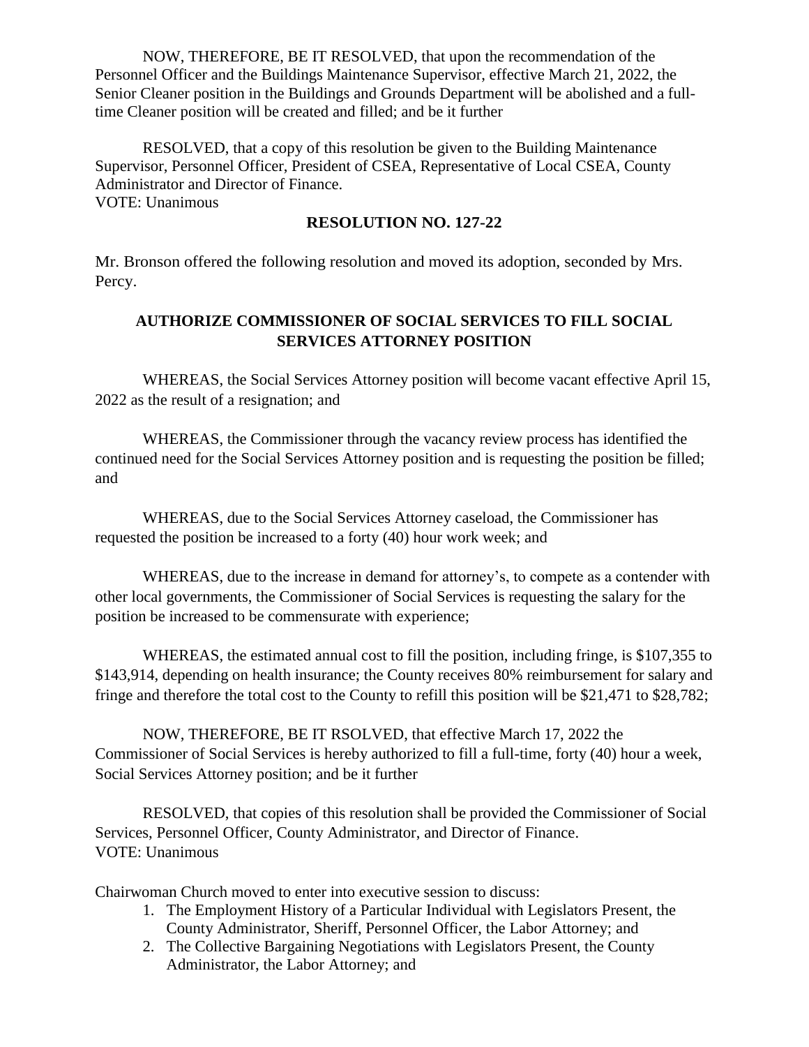NOW, THEREFORE, BE IT RESOLVED, that upon the recommendation of the Personnel Officer and the Buildings Maintenance Supervisor, effective March 21, 2022, the Senior Cleaner position in the Buildings and Grounds Department will be abolished and a full-time Cleaner position will be created and filled; and be it further

RESOLVED, that a copy of this resolution be given to the Building Maintenance Supervisor, Personnel Officer, President of CSEA, Representative of Local CSEA, County Administrator and Director of Finance.
VOTE: Unanimous

**RESOLUTION NO. 127-22**

Mr. Bronson offered the following resolution and moved its adoption, seconded by Mrs. Percy.

**AUTHORIZE COMMISSIONER OF SOCIAL SERVICES TO FILL SOCIAL SERVICES ATTORNEY POSITION**

WHEREAS, the Social Services Attorney position will become vacant effective April 15, 2022 as the result of a resignation; and

WHEREAS, the Commissioner through the vacancy review process has identified the continued need for the Social Services Attorney position and is requesting the position be filled; and

WHEREAS, due to the Social Services Attorney caseload, the Commissioner has requested the position be increased to a forty (40) hour work week; and

WHEREAS, due to the increase in demand for attorney's, to compete as a contender with other local governments, the Commissioner of Social Services is requesting the salary for the position be increased to be commensurate with experience;

WHEREAS, the estimated annual cost to fill the position, including fringe, is $107,355 to $143,914, depending on health insurance; the County receives 80% reimbursement for salary and fringe and therefore the total cost to the County to refill this position will be $21,471 to $28,782;

NOW, THEREFORE, BE IT RSOLVED, that effective March 17, 2022 the Commissioner of Social Services is hereby authorized to fill a full-time, forty (40) hour a week, Social Services Attorney position; and be it further

RESOLVED, that copies of this resolution shall be provided the Commissioner of Social Services, Personnel Officer, County Administrator, and Director of Finance.
VOTE: Unanimous

Chairwoman Church moved to enter into executive session to discuss:

1. The Employment History of a Particular Individual with Legislators Present, the County Administrator, Sheriff, Personnel Officer, the Labor Attorney; and
2. The Collective Bargaining Negotiations with Legislators Present, the County Administrator, the Labor Attorney; and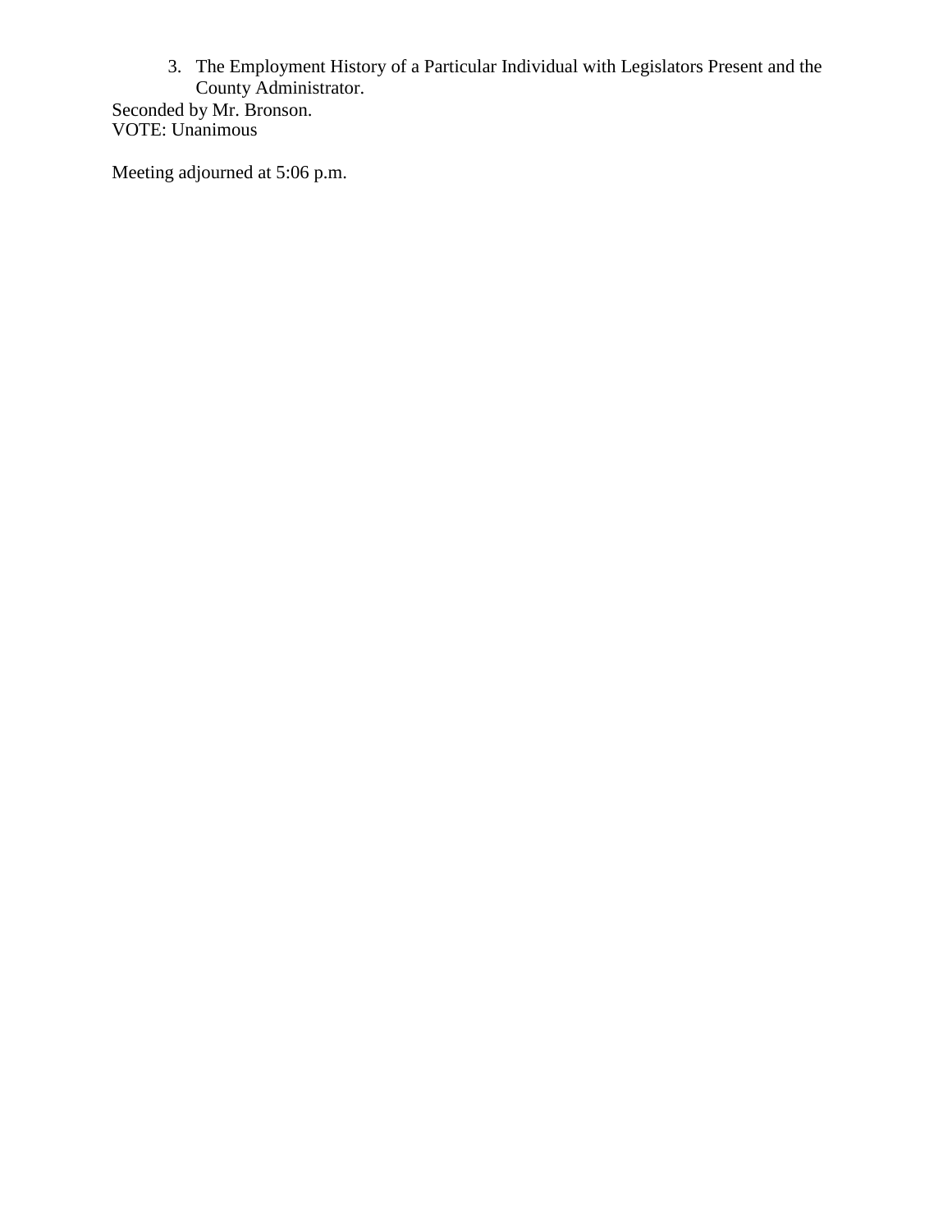3. The Employment History of a Particular Individual with Legislators Present and the County Administrator.

Seconded by Mr. Bronson.
VOTE: Unanimous

Meeting adjourned at 5:06 p.m.